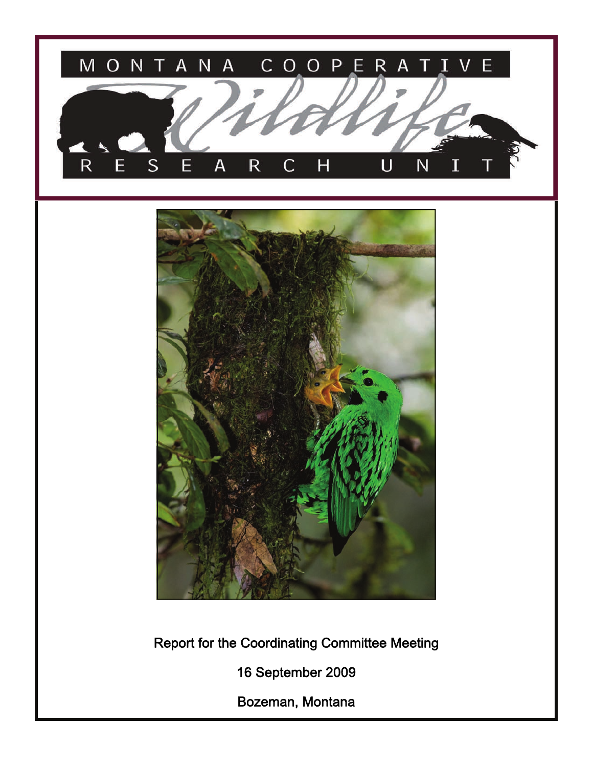# MONTANA COOPERATIVE Wildlife RESEARCH UNIT

Report for the Coordinating Committee Meeting

16 September 2009

Bozeman, Montana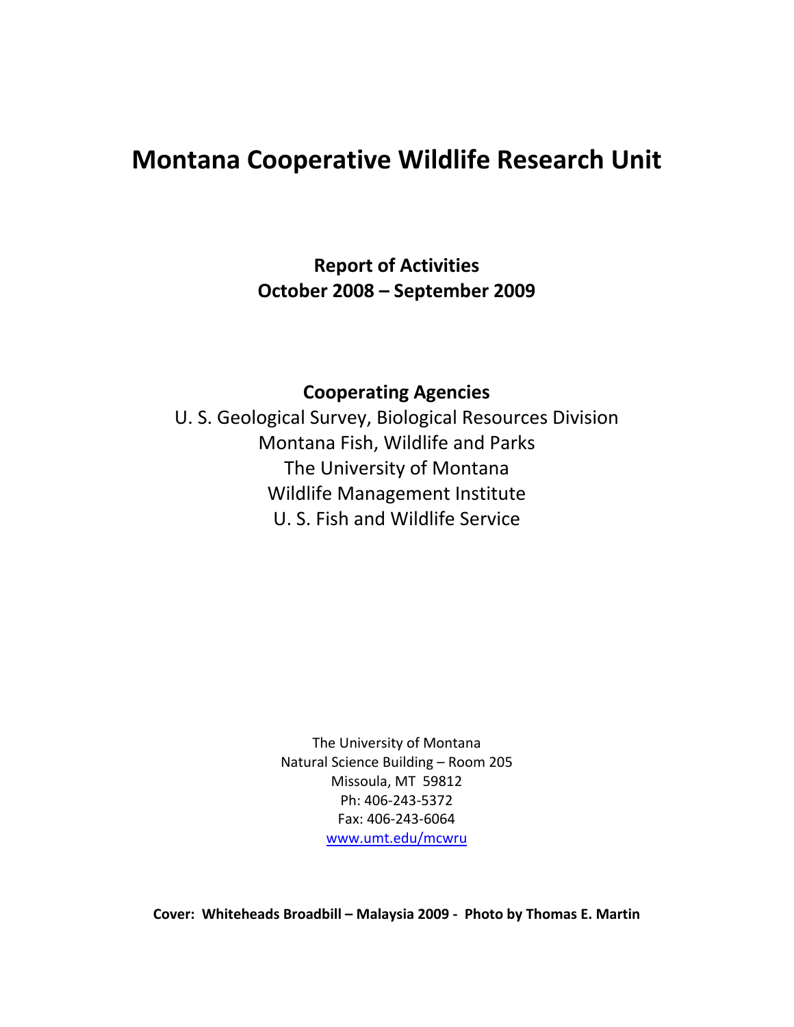# Montana Cooperative Wildlife Research Unit

## Report of Activities
## October 2008 – September 2009

### Cooperating Agencies

U. S. Geological Survey, Biological Resources Division
Montana Fish, Wildlife and Parks
The University of Montana
Wildlife Management Institute
U. S. Fish and Wildlife Service

The University of Montana
Natural Science Building – Room 205
Missoula, MT 59812
Ph: 406-243-5372
Fax: 406-243-6064
www.umt.edu/mcwru

**Cover: Whiteheads Broadbill – Malaysia 2009 - Photo by Thomas E. Martin**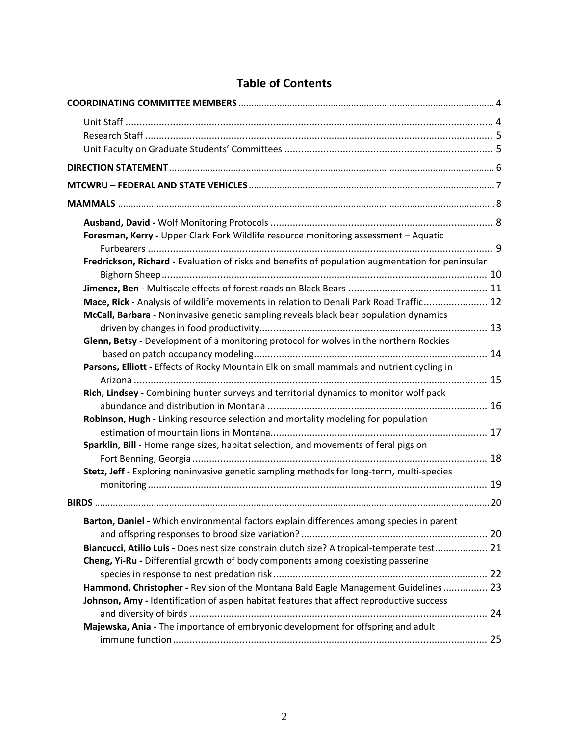# Table of Contents

**COORDINATING COMMITTEE MEMBERS** ..... 4

- Unit Staff ..... 4
- Research Staff ..... 5
- Unit Faculty on Graduate Students' Committees ..... 5

**DIRECTION STATEMENT** ..... 6

**MTCWRU – FEDERAL AND STATE VEHICLES** ..... 7

**MAMMALS** ..... 8

- **Ausband, David -** Wolf Monitoring Protocols ..... 8
- **Foresman, Kerry -** Upper Clark Fork Wildlife resource monitoring assessment – Aquatic Furbearers ..... 9
- **Fredrickson, Richard -** Evaluation of risks and benefits of population augmentation for peninsular Bighorn Sheep ..... 10
- **Jimenez, Ben -** Multiscale effects of forest roads on Black Bears ..... 11
- **Mace, Rick -** Analysis of wildlife movements in relation to Denali Park Road Traffic ..... 12
- **McCall, Barbara -** Noninvasive genetic sampling reveals black bear population dynamics driven by changes in food productivity ..... 13
- **Glenn, Betsy -** Development of a monitoring protocol for wolves in the northern Rockies based on patch occupancy modeling ..... 14
- **Parsons, Elliott -** Effects of Rocky Mountain Elk on small mammals and nutrient cycling in Arizona ..... 15
- **Rich, Lindsey -** Combining hunter surveys and territorial dynamics to monitor wolf pack abundance and distribution in Montana ..... 16
- **Robinson, Hugh -** Linking resource selection and mortality modeling for population estimation of mountain lions in Montana ..... 17
- **Sparklin, Bill -** Home range sizes, habitat selection, and movements of feral pigs on Fort Benning, Georgia ..... 18
- **Stetz, Jeff -** Exploring noninvasive genetic sampling methods for long-term, multi-species monitoring ..... 19

**BIRDS** ..... 20

- **Barton, Daniel -** Which environmental factors explain differences among species in parent and offspring responses to brood size variation? ..... 20
- **Biancucci, Atilio Luis -** Does nest size constrain clutch size? A tropical-temperate test ..... 21
- **Cheng, Yi-Ru -** Differential growth of body components among coexisting passerine species in response to nest predation risk ..... 22
- **Hammond, Christopher -** Revision of the Montana Bald Eagle Management Guidelines ..... 23
- **Johnson, Amy -** Identification of aspen habitat features that affect reproductive success and diversity of birds ..... 24
- **Majewska, Ania -** The importance of embryonic development for offspring and adult immune function ..... 25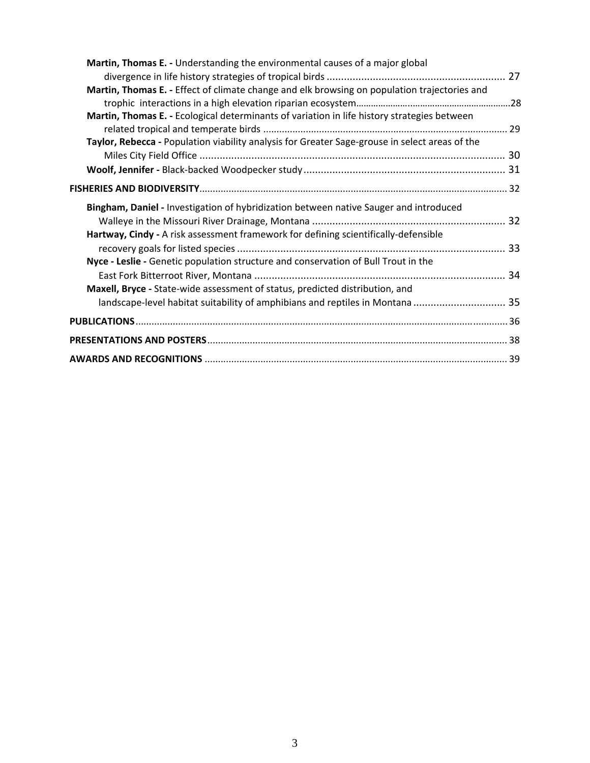**Martin, Thomas E. -** Understanding the environmental causes of a major global divergence in life history strategies of tropical birds ............................................................ 27

**Martin, Thomas E. -** Effect of climate change and elk browsing on population trajectories and trophic interactions in a high elevation riparian ecosystem............................................................28

**Martin, Thomas E. -** Ecological determinants of variation in life history strategies between related tropical and temperate birds ............................................................................................ 29

**Taylor, Rebecca -** Population viability analysis for Greater Sage-grouse in select areas of the Miles City Field Office ........................................................................................................ 30

**Woolf, Jennifer -** Black-backed Woodpecker study .................................................................... 31

**FISHERIES AND BIODIVERSITY**.................................................................................................................. 32

**Bingham, Daniel -** Investigation of hybridization between native Sauger and introduced Walleye in the Missouri River Drainage, Montana .................................................................. 32

**Hartway, Cindy -** A risk assessment framework for defining scientifically-defensible recovery goals for listed species ........................................................................................... 33

**Nyce - Leslie -** Genetic population structure and conservation of Bull Trout in the East Fork Bitterroot River, Montana ....................................................................................... 34

**Maxell, Bryce -** State-wide assessment of status, predicted distribution, and landscape-level habitat suitability of amphibians and reptiles in Montana ................................ 35

**PUBLICATIONS**.......................................................................................................................................... 36

**PRESENTATIONS AND POSTERS**................................................................................................................ 38

**AWARDS AND RECOGNITIONS** ................................................................................................................. 39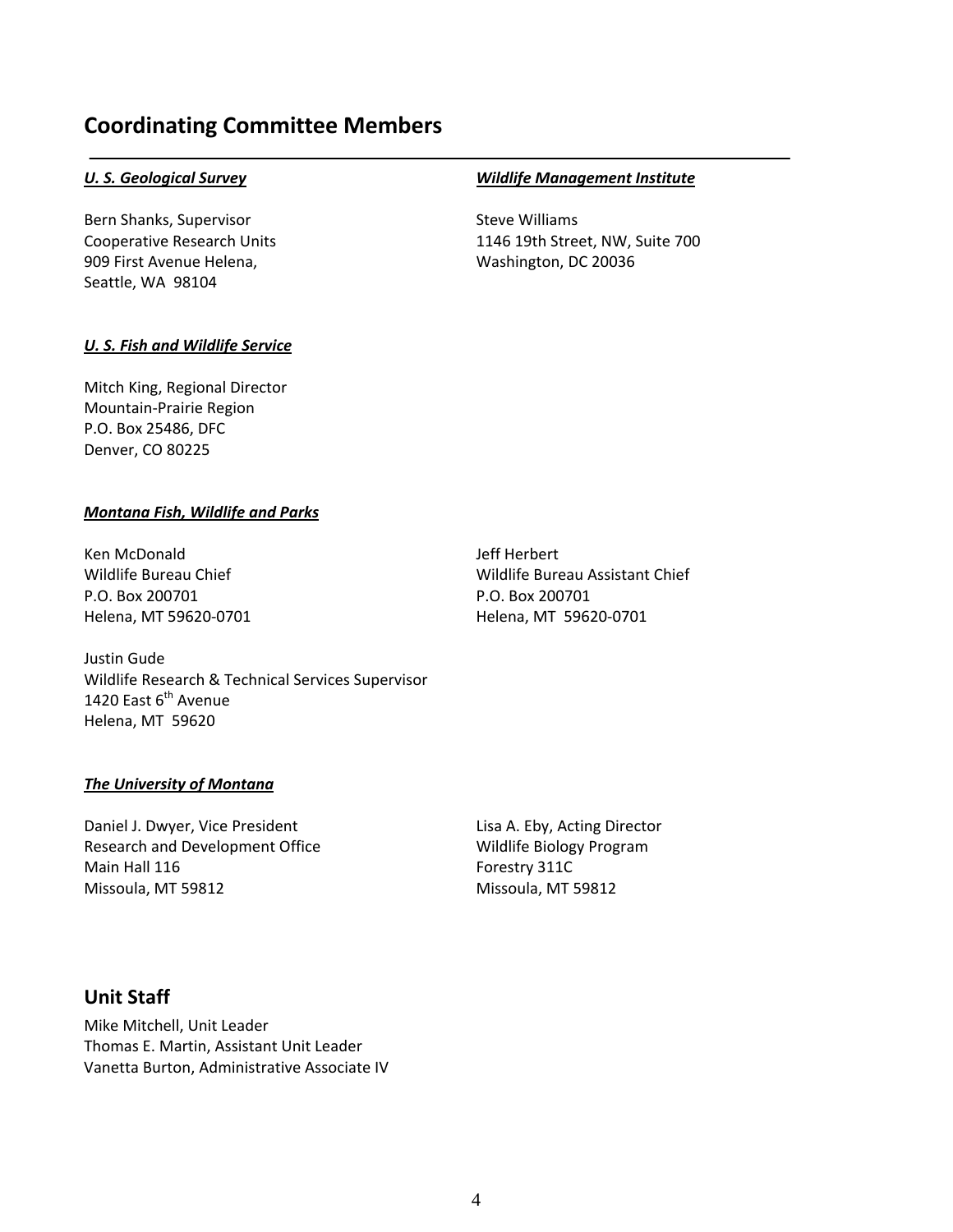## Coordinating Committee Members

***U. S. Geological Survey***

Bern Shanks, Supervisor
Cooperative Research Units
909 First Avenue Helena,
Seattle, WA 98104

***Wildlife Management Institute***

Steve Williams
1146 19th Street, NW, Suite 700
Washington, DC 20036

***U. S. Fish and Wildlife Service***

Mitch King, Regional Director
Mountain-Prairie Region
P.O. Box 25486, DFC
Denver, CO 80225

***Montana Fish, Wildlife and Parks***

Ken McDonald
Wildlife Bureau Chief
P.O. Box 200701
Helena, MT 59620-0701

Jeff Herbert
Wildlife Bureau Assistant Chief
P.O. Box 200701
Helena, MT 59620-0701

Justin Gude
Wildlife Research & Technical Services Supervisor
1420 East 6th Avenue
Helena, MT 59620

***The University of Montana***

Daniel J. Dwyer, Vice President
Research and Development Office
Main Hall 116
Missoula, MT 59812

Lisa A. Eby, Acting Director
Wildlife Biology Program
Forestry 311C
Missoula, MT 59812

## Unit Staff

Mike Mitchell, Unit Leader
Thomas E. Martin, Assistant Unit Leader
Vanetta Burton, Administrative Associate IV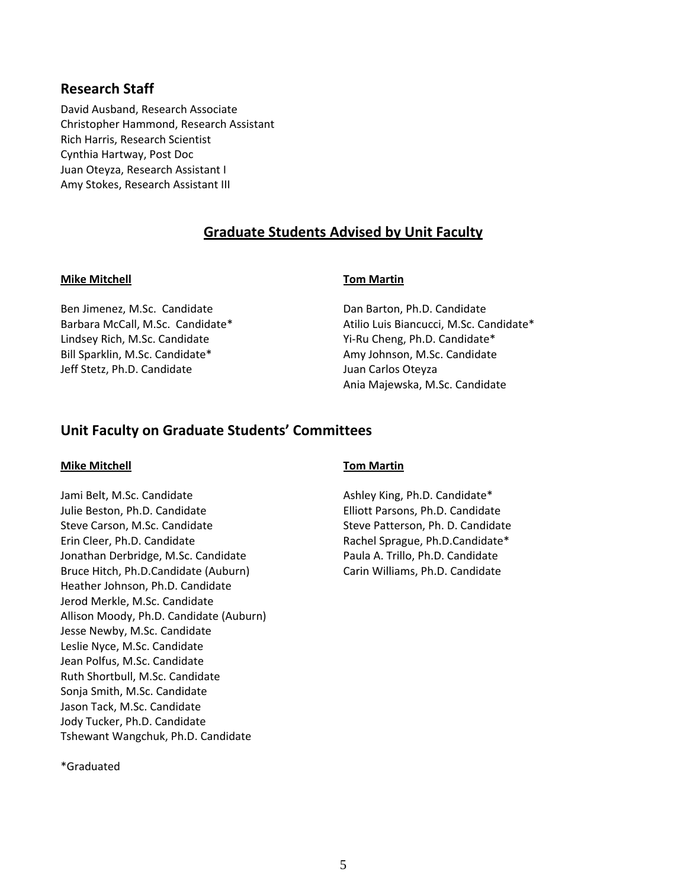## Research Staff

David Ausband, Research Associate
Christopher Hammond, Research Assistant
Rich Harris, Research Scientist
Cynthia Hartway, Post Doc
Juan Oteyza, Research Assistant I
Amy Stokes, Research Assistant III

## Graduate Students Advised by Unit Faculty

**Mike Mitchell**

Ben Jimenez, M.Sc. Candidate
Barbara McCall, M.Sc. Candidate*
Lindsey Rich, M.Sc. Candidate
Bill Sparklin, M.Sc. Candidate*
Jeff Stetz, Ph.D. Candidate

**Tom Martin**

Dan Barton, Ph.D. Candidate
Atilio Luis Biancucci, M.Sc. Candidate*
Yi-Ru Cheng, Ph.D. Candidate*
Amy Johnson, M.Sc. Candidate
Juan Carlos Oteyza
Ania Majewska, M.Sc. Candidate

## Unit Faculty on Graduate Students' Committees

**Mike Mitchell**

Jami Belt, M.Sc. Candidate
Julie Beston, Ph.D. Candidate
Steve Carson, M.Sc. Candidate
Erin Cleer, Ph.D. Candidate
Jonathan Derbridge, M.Sc. Candidate
Bruce Hitch, Ph.D.Candidate (Auburn)
Heather Johnson, Ph.D. Candidate
Jerod Merkle, M.Sc. Candidate
Allison Moody, Ph.D. Candidate (Auburn)
Jesse Newby, M.Sc. Candidate
Leslie Nyce, M.Sc. Candidate
Jean Polfus, M.Sc. Candidate
Ruth Shortbull, M.Sc. Candidate
Sonja Smith, M.Sc. Candidate
Jason Tack, M.Sc. Candidate
Jody Tucker, Ph.D. Candidate
Tshewant Wangchuk, Ph.D. Candidate

**Tom Martin**

Ashley King, Ph.D. Candidate*
Elliott Parsons, Ph.D. Candidate
Steve Patterson, Ph. D. Candidate
Rachel Sprague, Ph.D.Candidate*
Paula A. Trillo, Ph.D. Candidate
Carin Williams, Ph.D. Candidate

*Graduated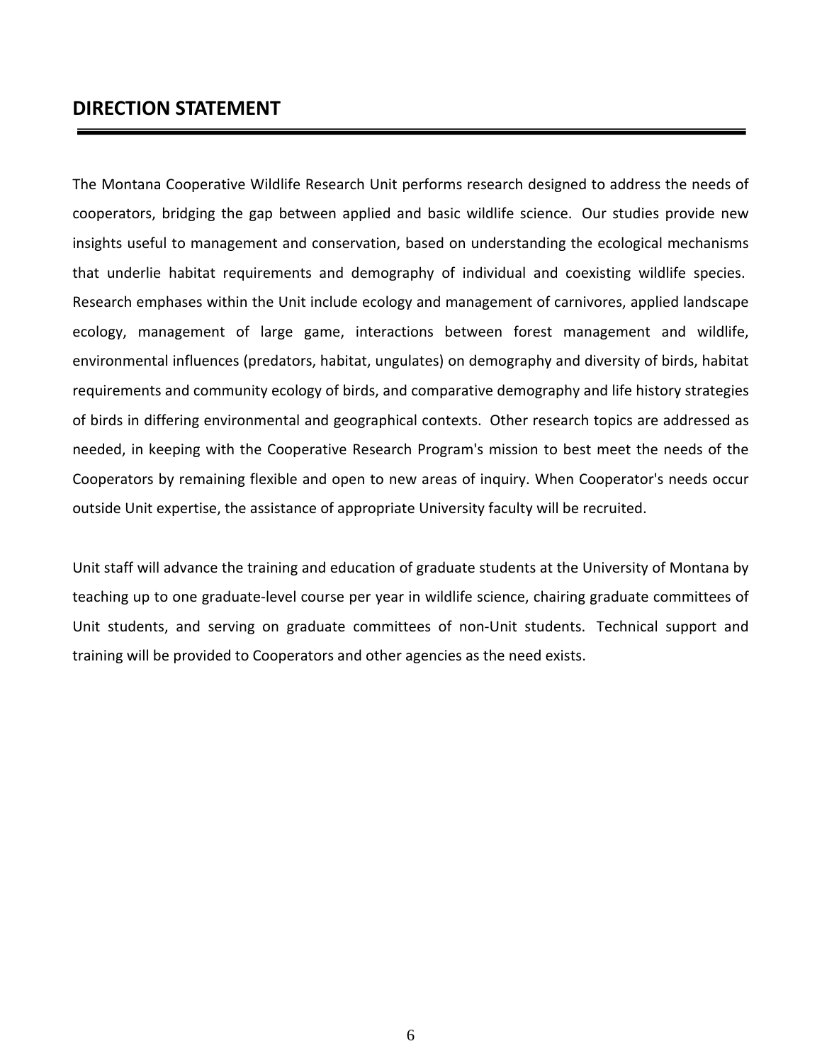## DIRECTION STATEMENT

The Montana Cooperative Wildlife Research Unit performs research designed to address the needs of cooperators, bridging the gap between applied and basic wildlife science. Our studies provide new insights useful to management and conservation, based on understanding the ecological mechanisms that underlie habitat requirements and demography of individual and coexisting wildlife species. Research emphases within the Unit include ecology and management of carnivores, applied landscape ecology, management of large game, interactions between forest management and wildlife, environmental influences (predators, habitat, ungulates) on demography and diversity of birds, habitat requirements and community ecology of birds, and comparative demography and life history strategies of birds in differing environmental and geographical contexts. Other research topics are addressed as needed, in keeping with the Cooperative Research Program's mission to best meet the needs of the Cooperators by remaining flexible and open to new areas of inquiry. When Cooperator's needs occur outside Unit expertise, the assistance of appropriate University faculty will be recruited.

Unit staff will advance the training and education of graduate students at the University of Montana by teaching up to one graduate-level course per year in wildlife science, chairing graduate committees of Unit students, and serving on graduate committees of non-Unit students. Technical support and training will be provided to Cooperators and other agencies as the need exists.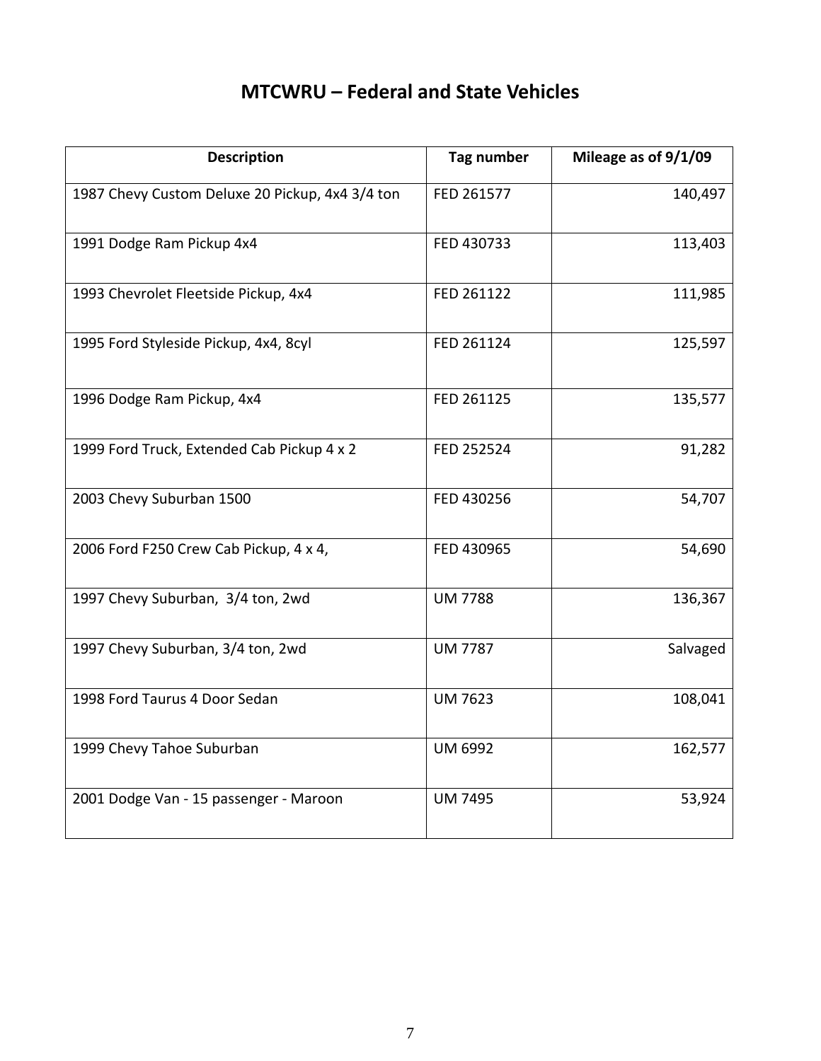# MTCWRU – Federal and State Vehicles

| Description | Tag number | Mileage as of 9/1/09 |
|---|---|---|
| 1987 Chevy Custom Deluxe 20 Pickup, 4x4 3/4 ton | FED 261577 | 140,497 |
| 1991 Dodge Ram Pickup 4x4 | FED 430733 | 113,403 |
| 1993 Chevrolet Fleetside Pickup, 4x4 | FED 261122 | 111,985 |
| 1995 Ford Styleside Pickup, 4x4, 8cyl | FED 261124 | 125,597 |
| 1996 Dodge Ram Pickup, 4x4 | FED 261125 | 135,577 |
| 1999 Ford Truck, Extended Cab Pickup 4 x 2 | FED 252524 | 91,282 |
| 2003 Chevy Suburban 1500 | FED 430256 | 54,707 |
| 2006 Ford F250 Crew Cab Pickup, 4 x 4, | FED 430965 | 54,690 |
| 1997 Chevy Suburban, 3/4 ton, 2wd | UM 7788 | 136,367 |
| 1997 Chevy Suburban, 3/4 ton, 2wd | UM 7787 | Salvaged |
| 1998 Ford Taurus 4 Door Sedan | UM 7623 | 108,041 |
| 1999 Chevy Tahoe Suburban | UM 6992 | 162,577 |
| 2001 Dodge Van - 15 passenger - Maroon | UM 7495 | 53,924 |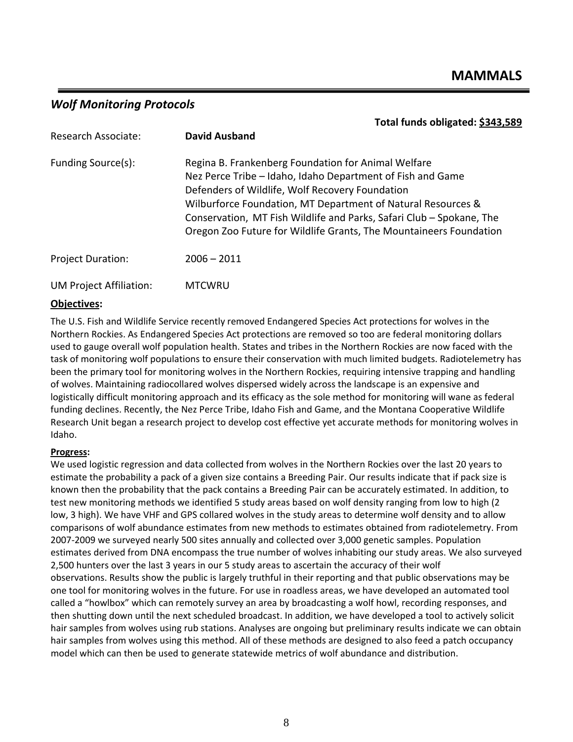# MAMMALS

## *Wolf Monitoring Protocols*

**Total funds obligated: $343,589**

Research Associate: **David Ausband**

Funding Source(s): Regina B. Frankenberg Foundation for Animal Welfare
Nez Perce Tribe – Idaho, Idaho Department of Fish and Game
Defenders of Wildlife, Wolf Recovery Foundation
Wilburforce Foundation, MT Department of Natural Resources & Conservation, MT Fish Wildlife and Parks, Safari Club – Spokane, The Oregon Zoo Future for Wildlife Grants, The Mountaineers Foundation

Project Duration: 2006 – 2011

UM Project Affiliation: MTCWRU

**Objectives:**

The U.S. Fish and Wildlife Service recently removed Endangered Species Act protections for wolves in the Northern Rockies. As Endangered Species Act protections are removed so too are federal monitoring dollars used to gauge overall wolf population health. States and tribes in the Northern Rockies are now faced with the task of monitoring wolf populations to ensure their conservation with much limited budgets. Radiotelemetry has been the primary tool for monitoring wolves in the Northern Rockies, requiring intensive trapping and handling of wolves. Maintaining radiocollared wolves dispersed widely across the landscape is an expensive and logistically difficult monitoring approach and its efficacy as the sole method for monitoring will wane as federal funding declines. Recently, the Nez Perce Tribe, Idaho Fish and Game, and the Montana Cooperative Wildlife Research Unit began a research project to develop cost effective yet accurate methods for monitoring wolves in Idaho.

**Progress:**

We used logistic regression and data collected from wolves in the Northern Rockies over the last 20 years to estimate the probability a pack of a given size contains a Breeding Pair. Our results indicate that if pack size is known then the probability that the pack contains a Breeding Pair can be accurately estimated. In addition, to test new monitoring methods we identified 5 study areas based on wolf density ranging from low to high (2 low, 3 high). We have VHF and GPS collared wolves in the study areas to determine wolf density and to allow comparisons of wolf abundance estimates from new methods to estimates obtained from radiotelemetry. From 2007-2009 we surveyed nearly 500 sites annually and collected over 3,000 genetic samples. Population estimates derived from DNA encompass the true number of wolves inhabiting our study areas. We also surveyed 2,500 hunters over the last 3 years in our 5 study areas to ascertain the accuracy of their wolf observations. Results show the public is largely truthful in their reporting and that public observations may be one tool for monitoring wolves in the future. For use in roadless areas, we have developed an automated tool called a "howlbox" which can remotely survey an area by broadcasting a wolf howl, recording responses, and then shutting down until the next scheduled broadcast. In addition, we have developed a tool to actively solicit hair samples from wolves using rub stations. Analyses are ongoing but preliminary results indicate we can obtain hair samples from wolves using this method. All of these methods are designed to also feed a patch occupancy model which can then be used to generate statewide metrics of wolf abundance and distribution.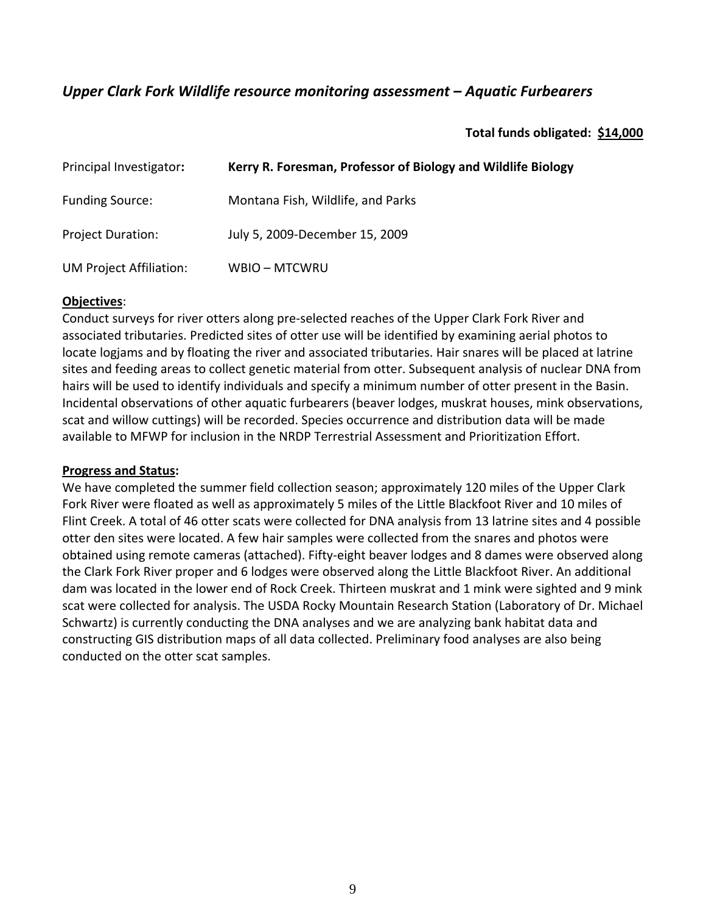## *Upper Clark Fork Wildlife resource monitoring assessment – Aquatic Furbearers*

**Total funds obligated: $14,000**

| | |
|---|---|
| Principal Investigator**:** | **Kerry R. Foresman, Professor of Biology and Wildlife Biology** |
| Funding Source: | Montana Fish, Wildlife, and Parks |
| Project Duration: | July 5, 2009-December 15, 2009 |
| UM Project Affiliation: | WBIO – MTCWRU |

**Objectives**:
Conduct surveys for river otters along pre-selected reaches of the Upper Clark Fork River and associated tributaries. Predicted sites of otter use will be identified by examining aerial photos to locate logjams and by floating the river and associated tributaries. Hair snares will be placed at latrine sites and feeding areas to collect genetic material from otter. Subsequent analysis of nuclear DNA from hairs will be used to identify individuals and specify a minimum number of otter present in the Basin. Incidental observations of other aquatic furbearers (beaver lodges, muskrat houses, mink observations, scat and willow cuttings) will be recorded. Species occurrence and distribution data will be made available to MFWP for inclusion in the NRDP Terrestrial Assessment and Prioritization Effort.

**Progress and Status:**
We have completed the summer field collection season; approximately 120 miles of the Upper Clark Fork River were floated as well as approximately 5 miles of the Little Blackfoot River and 10 miles of Flint Creek. A total of 46 otter scats were collected for DNA analysis from 13 latrine sites and 4 possible otter den sites were located. A few hair samples were collected from the snares and photos were obtained using remote cameras (attached). Fifty-eight beaver lodges and 8 dames were observed along the Clark Fork River proper and 6 lodges were observed along the Little Blackfoot River. An additional dam was located in the lower end of Rock Creek. Thirteen muskrat and 1 mink were sighted and 9 mink scat were collected for analysis. The USDA Rocky Mountain Research Station (Laboratory of Dr. Michael Schwartz) is currently conducting the DNA analyses and we are analyzing bank habitat data and constructing GIS distribution maps of all data collected. Preliminary food analyses are also being conducted on the otter scat samples.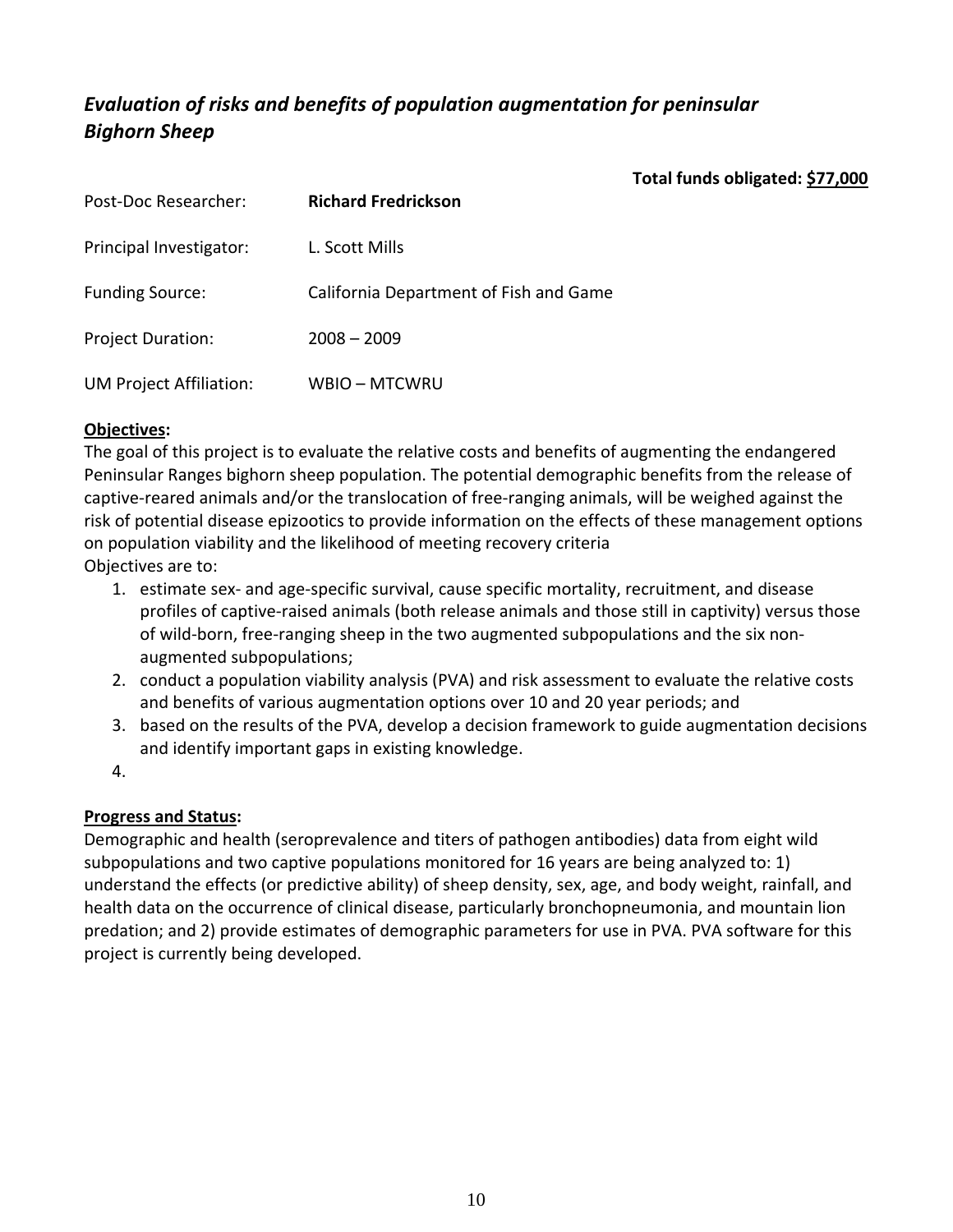## *Evaluation of risks and benefits of population augmentation for peninsular Bighorn Sheep*

**Total funds obligated: $77,000**

Post-Doc Researcher: **Richard Fredrickson**

Principal Investigator: L. Scott Mills

Funding Source: California Department of Fish and Game

Project Duration: 2008 – 2009

UM Project Affiliation: WBIO – MTCWRU

**Objectives:**

The goal of this project is to evaluate the relative costs and benefits of augmenting the endangered Peninsular Ranges bighorn sheep population. The potential demographic benefits from the release of captive-reared animals and/or the translocation of free-ranging animals, will be weighed against the risk of potential disease epizootics to provide information on the effects of these management options on population viability and the likelihood of meeting recovery criteria

Objectives are to:

1. estimate sex- and age-specific survival, cause specific mortality, recruitment, and disease profiles of captive-raised animals (both release animals and those still in captivity) versus those of wild-born, free-ranging sheep in the two augmented subpopulations and the six non-augmented subpopulations;
2. conduct a population viability analysis (PVA) and risk assessment to evaluate the relative costs and benefits of various augmentation options over 10 and 20 year periods; and
3. based on the results of the PVA, develop a decision framework to guide augmentation decisions and identify important gaps in existing knowledge.
4. 

**Progress and Status:**

Demographic and health (seroprevalence and titers of pathogen antibodies) data from eight wild subpopulations and two captive populations monitored for 16 years are being analyzed to: 1) understand the effects (or predictive ability) of sheep density, sex, age, and body weight, rainfall, and health data on the occurrence of clinical disease, particularly bronchopneumonia, and mountain lion predation; and 2) provide estimates of demographic parameters for use in PVA. PVA software for this project is currently being developed.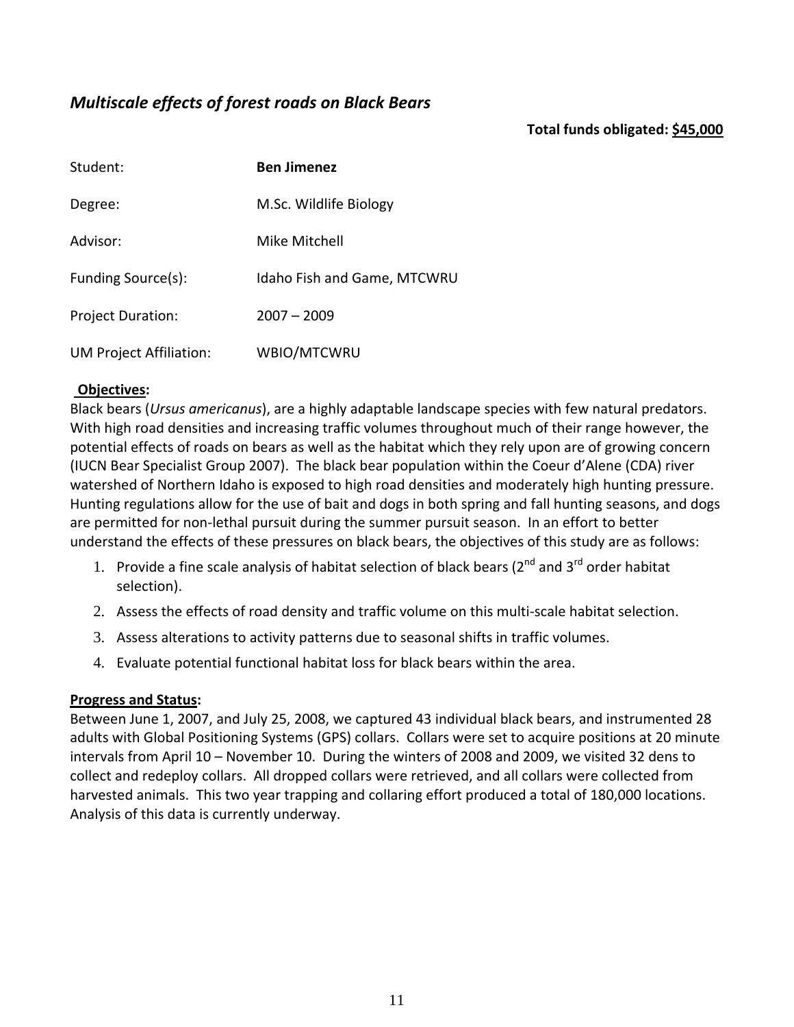## *Multiscale effects of forest roads on Black Bears*

**Total funds obligated: $45,000**

| | |
|---|---|
| Student: | **Ben Jimenez** |
| Degree: | M.Sc. Wildlife Biology |
| Advisor: | Mike Mitchell |
| Funding Source(s): | Idaho Fish and Game, MTCWRU |
| Project Duration: | 2007 – 2009 |
| UM Project Affiliation: | WBIO/MTCWRU |

**Objectives:**

Black bears (*Ursus americanus*), are a highly adaptable landscape species with few natural predators. With high road densities and increasing traffic volumes throughout much of their range however, the potential effects of roads on bears as well as the habitat which they rely upon are of growing concern (IUCN Bear Specialist Group 2007). The black bear population within the Coeur d'Alene (CDA) river watershed of Northern Idaho is exposed to high road densities and moderately high hunting pressure. Hunting regulations allow for the use of bait and dogs in both spring and fall hunting seasons, and dogs are permitted for non-lethal pursuit during the summer pursuit season. In an effort to better understand the effects of these pressures on black bears, the objectives of this study are as follows:

1. Provide a fine scale analysis of habitat selection of black bears (2nd and 3rd order habitat selection).
2. Assess the effects of road density and traffic volume on this multi-scale habitat selection.
3. Assess alterations to activity patterns due to seasonal shifts in traffic volumes.
4. Evaluate potential functional habitat loss for black bears within the area.

**Progress and Status:**

Between June 1, 2007, and July 25, 2008, we captured 43 individual black bears, and instrumented 28 adults with Global Positioning Systems (GPS) collars. Collars were set to acquire positions at 20 minute intervals from April 10 – November 10. During the winters of 2008 and 2009, we visited 32 dens to collect and redeploy collars. All dropped collars were retrieved, and all collars were collected from harvested animals. This two year trapping and collaring effort produced a total of 180,000 locations. Analysis of this data is currently underway.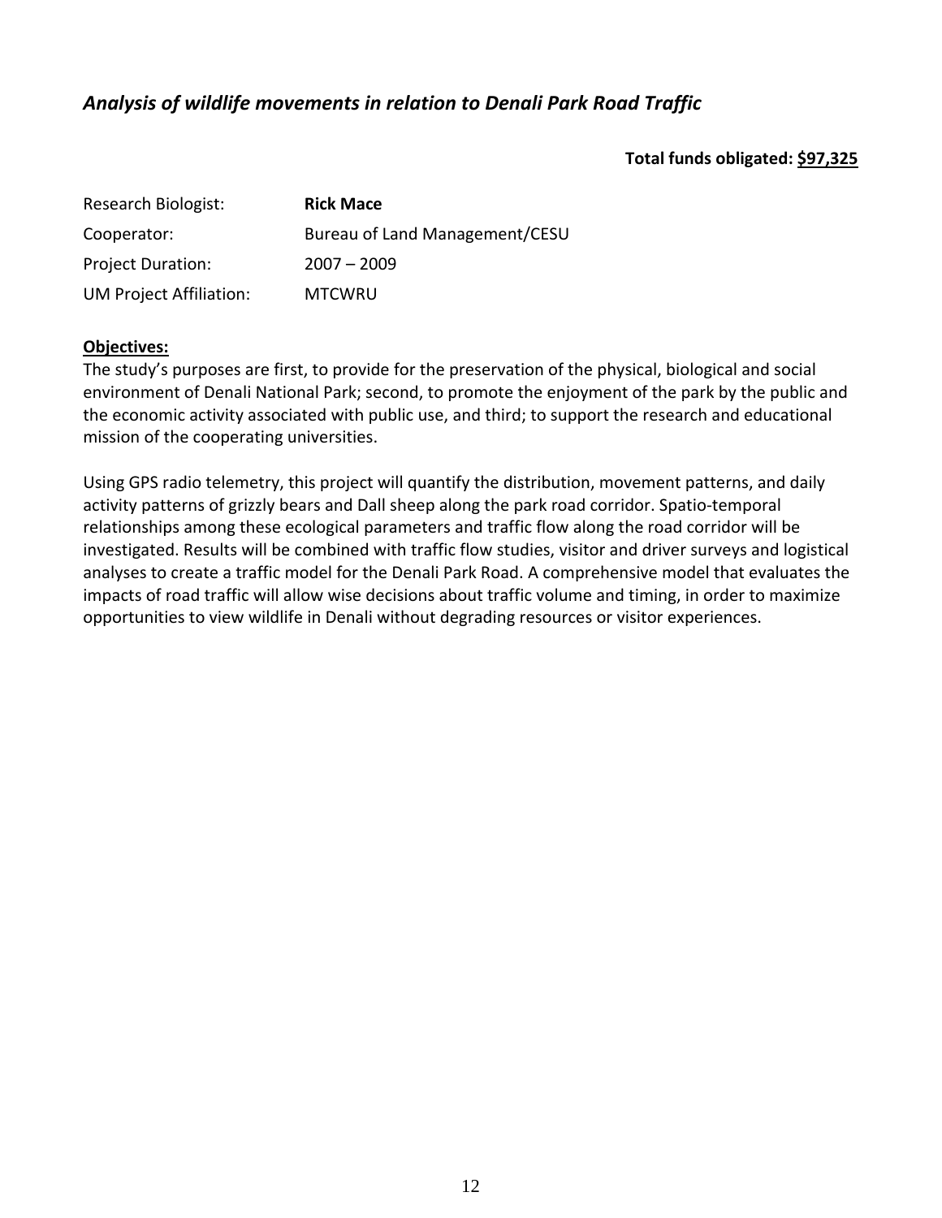## *Analysis of wildlife movements in relation to Denali Park Road Traffic*

**Total funds obligated: $97,325**

| | |
|---|---|
| Research Biologist: | **Rick Mace** |
| Cooperator: | Bureau of Land Management/CESU |
| Project Duration: | 2007 – 2009 |
| UM Project Affiliation: | MTCWRU |

**Objectives:**

The study's purposes are first, to provide for the preservation of the physical, biological and social environment of Denali National Park; second, to promote the enjoyment of the park by the public and the economic activity associated with public use, and third; to support the research and educational mission of the cooperating universities.

Using GPS radio telemetry, this project will quantify the distribution, movement patterns, and daily activity patterns of grizzly bears and Dall sheep along the park road corridor. Spatio-temporal relationships among these ecological parameters and traffic flow along the road corridor will be investigated. Results will be combined with traffic flow studies, visitor and driver surveys and logistical analyses to create a traffic model for the Denali Park Road. A comprehensive model that evaluates the impacts of road traffic will allow wise decisions about traffic volume and timing, in order to maximize opportunities to view wildlife in Denali without degrading resources or visitor experiences.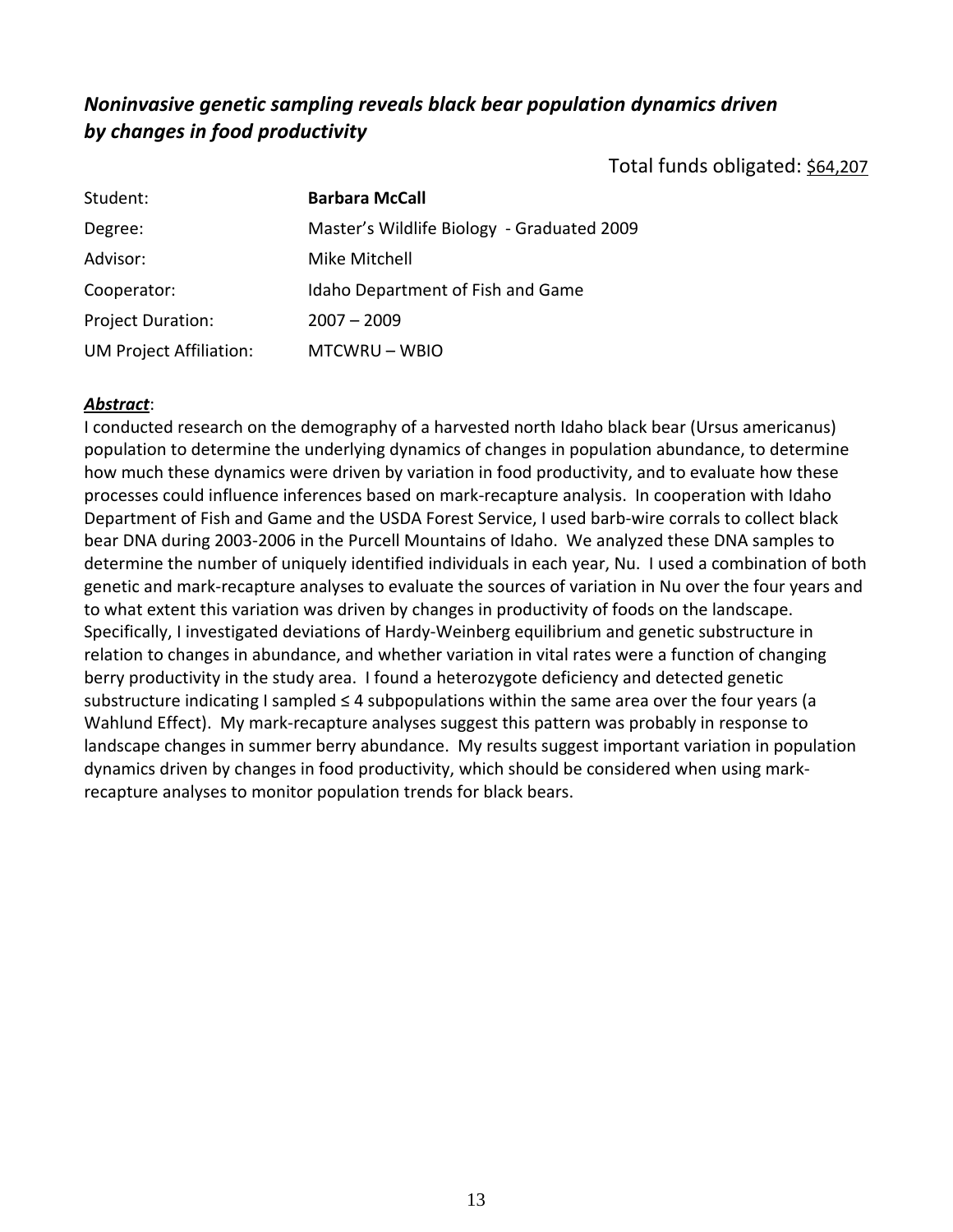## ***Noninvasive genetic sampling reveals black bear population dynamics driven by changes in food productivity***

Total funds obligated: $64,207

| | |
|---|---|
| Student: | **Barbara McCall** |
| Degree: | Master's Wildlife Biology - Graduated 2009 |
| Advisor: | Mike Mitchell |
| Cooperator: | Idaho Department of Fish and Game |
| Project Duration: | 2007 – 2009 |
| UM Project Affiliation: | MTCWRU – WBIO |

***Abstract***:

I conducted research on the demography of a harvested north Idaho black bear (Ursus americanus) population to determine the underlying dynamics of changes in population abundance, to determine how much these dynamics were driven by variation in food productivity, and to evaluate how these processes could influence inferences based on mark-recapture analysis. In cooperation with Idaho Department of Fish and Game and the USDA Forest Service, I used barb-wire corrals to collect black bear DNA during 2003-2006 in the Purcell Mountains of Idaho. We analyzed these DNA samples to determine the number of uniquely identified individuals in each year, Nu. I used a combination of both genetic and mark-recapture analyses to evaluate the sources of variation in Nu over the four years and to what extent this variation was driven by changes in productivity of foods on the landscape. Specifically, I investigated deviations of Hardy-Weinberg equilibrium and genetic substructure in relation to changes in abundance, and whether variation in vital rates were a function of changing berry productivity in the study area. I found a heterozygote deficiency and detected genetic substructure indicating I sampled ≤ 4 subpopulations within the same area over the four years (a Wahlund Effect). My mark-recapture analyses suggest this pattern was probably in response to landscape changes in summer berry abundance. My results suggest important variation in population dynamics driven by changes in food productivity, which should be considered when using mark-recapture analyses to monitor population trends for black bears.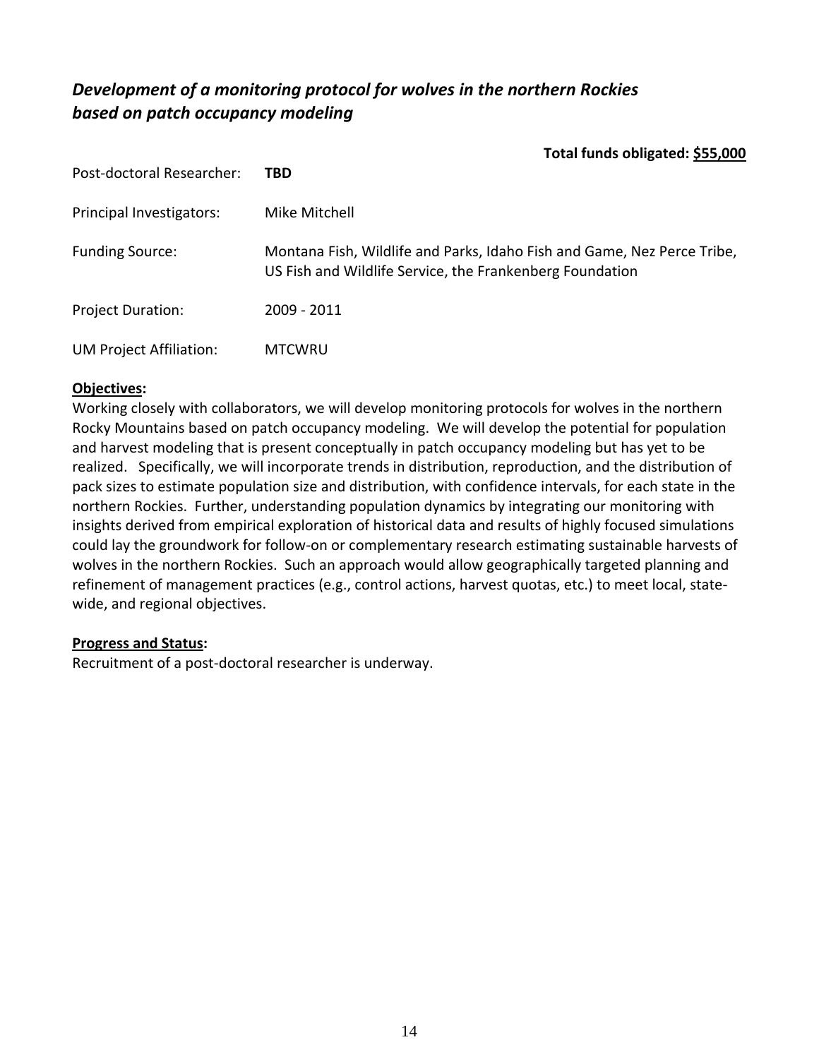## *Development of a monitoring protocol for wolves in the northern Rockies based on patch occupancy modeling*

**Total funds obligated: <u>$55,000</u>**

Post-doctoral Researcher: **TBD**

Principal Investigators: Mike Mitchell

Funding Source: Montana Fish, Wildlife and Parks, Idaho Fish and Game, Nez Perce Tribe, US Fish and Wildlife Service, the Frankenberg Foundation

Project Duration: 2009 - 2011

UM Project Affiliation: MTCWRU

**<u>Objectives</u>:**

Working closely with collaborators, we will develop monitoring protocols for wolves in the northern Rocky Mountains based on patch occupancy modeling. We will develop the potential for population and harvest modeling that is present conceptually in patch occupancy modeling but has yet to be realized. Specifically, we will incorporate trends in distribution, reproduction, and the distribution of pack sizes to estimate population size and distribution, with confidence intervals, for each state in the northern Rockies. Further, understanding population dynamics by integrating our monitoring with insights derived from empirical exploration of historical data and results of highly focused simulations could lay the groundwork for follow-on or complementary research estimating sustainable harvests of wolves in the northern Rockies. Such an approach would allow geographically targeted planning and refinement of management practices (e.g., control actions, harvest quotas, etc.) to meet local, state-wide, and regional objectives.

**<u>Progress and Status</u>:**

Recruitment of a post-doctoral researcher is underway.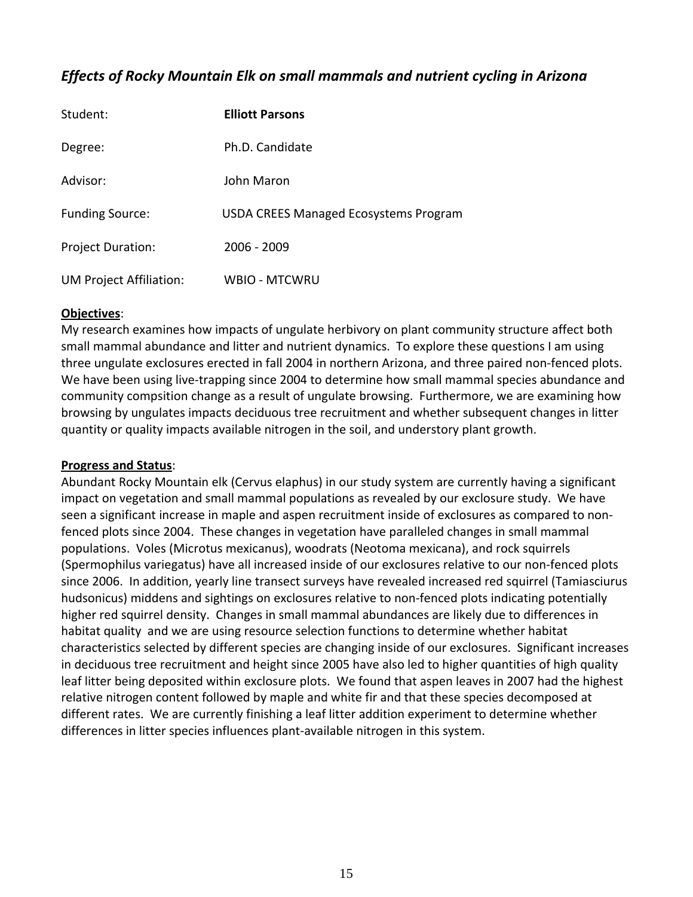## *Effects of Rocky Mountain Elk on small mammals and nutrient cycling in Arizona*

| | |
|---|---|
| Student: | **Elliott Parsons** |
| Degree: | Ph.D. Candidate |
| Advisor: | John Maron |
| Funding Source: | USDA CREES Managed Ecosystems Program |
| Project Duration: | 2006 - 2009 |
| UM Project Affiliation: | WBIO - MTCWRU |

**Objectives**:
My research examines how impacts of ungulate herbivory on plant community structure affect both small mammal abundance and litter and nutrient dynamics. To explore these questions I am using three ungulate exclosures erected in fall 2004 in northern Arizona, and three paired non-fenced plots. We have been using live-trapping since 2004 to determine how small mammal species abundance and community compsition change as a result of ungulate browsing. Furthermore, we are examining how browsing by ungulates impacts deciduous tree recruitment and whether subsequent changes in litter quantity or quality impacts available nitrogen in the soil, and understory plant growth.

**Progress and Status**:
Abundant Rocky Mountain elk (Cervus elaphus) in our study system are currently having a significant impact on vegetation and small mammal populations as revealed by our exclosure study. We have seen a significant increase in maple and aspen recruitment inside of exclosures as compared to non-fenced plots since 2004. These changes in vegetation have paralleled changes in small mammal populations. Voles (Microtus mexicanus), woodrats (Neotoma mexicana), and rock squirrels (Spermophilus variegatus) have all increased inside of our exclosures relative to our non-fenced plots since 2006. In addition, yearly line transect surveys have revealed increased red squirrel (Tamiasciurus hudsonicus) middens and sightings on exclosures relative to non-fenced plots indicating potentially higher red squirrel density. Changes in small mammal abundances are likely due to differences in habitat quality and we are using resource selection functions to determine whether habitat characteristics selected by different species are changing inside of our exclosures. Significant increases in deciduous tree recruitment and height since 2005 have also led to higher quantities of high quality leaf litter being deposited within exclosure plots. We found that aspen leaves in 2007 had the highest relative nitrogen content followed by maple and white fir and that these species decomposed at different rates. We are currently finishing a leaf litter addition experiment to determine whether differences in litter species influences plant-available nitrogen in this system.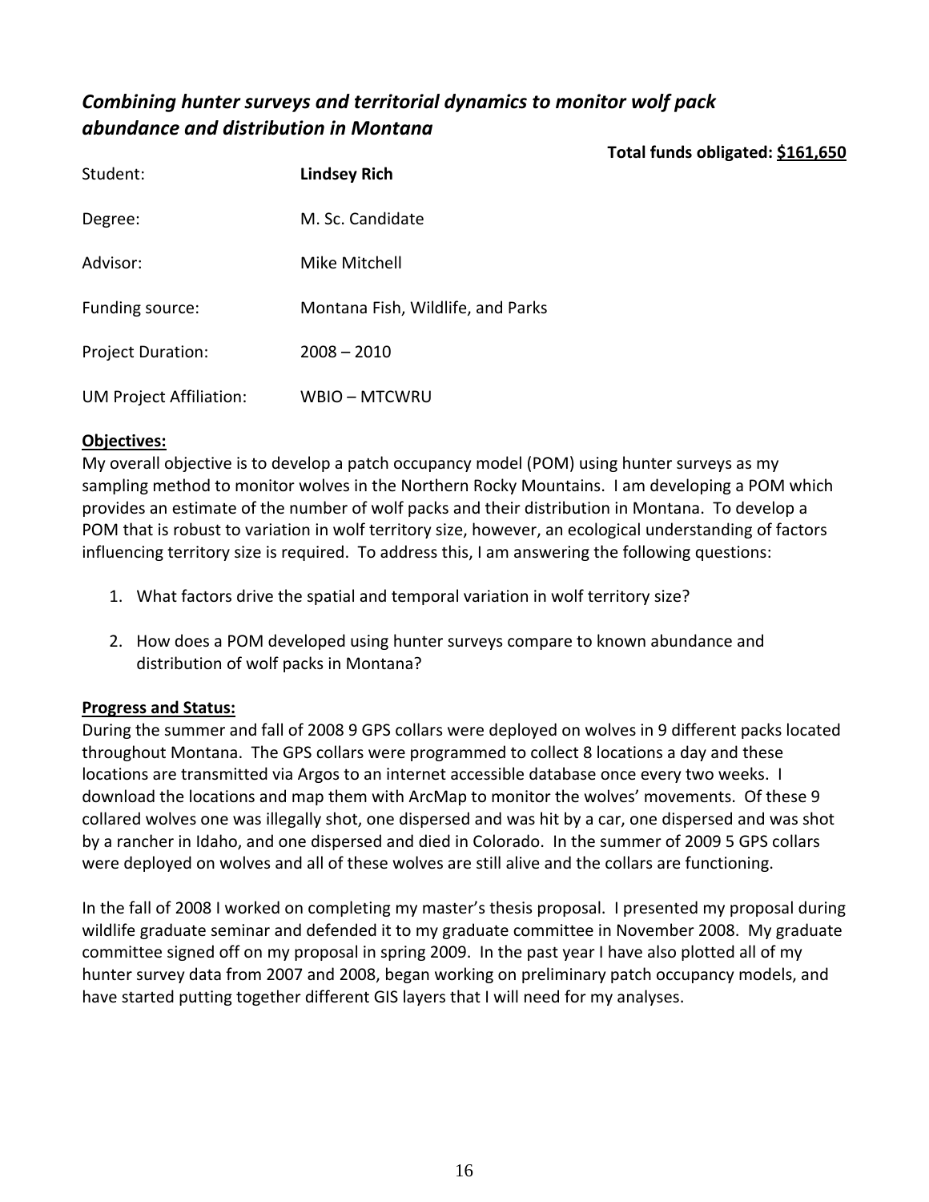## *Combining hunter surveys and territorial dynamics to monitor wolf pack abundance and distribution in Montana*

**Total funds obligated: $161,650**

| | |
|---|---|
| Student: | **Lindsey Rich** |
| Degree: | M. Sc. Candidate |
| Advisor: | Mike Mitchell |
| Funding source: | Montana Fish, Wildlife, and Parks |
| Project Duration: | 2008 – 2010 |
| UM Project Affiliation: | WBIO – MTCWRU |

**Objectives:**

My overall objective is to develop a patch occupancy model (POM) using hunter surveys as my sampling method to monitor wolves in the Northern Rocky Mountains. I am developing a POM which provides an estimate of the number of wolf packs and their distribution in Montana. To develop a POM that is robust to variation in wolf territory size, however, an ecological understanding of factors influencing territory size is required. To address this, I am answering the following questions:

1. What factors drive the spatial and temporal variation in wolf territory size?

2. How does a POM developed using hunter surveys compare to known abundance and distribution of wolf packs in Montana?

**Progress and Status:**

During the summer and fall of 2008 9 GPS collars were deployed on wolves in 9 different packs located throughout Montana. The GPS collars were programmed to collect 8 locations a day and these locations are transmitted via Argos to an internet accessible database once every two weeks. I download the locations and map them with ArcMap to monitor the wolves' movements. Of these 9 collared wolves one was illegally shot, one dispersed and was hit by a car, one dispersed and was shot by a rancher in Idaho, and one dispersed and died in Colorado. In the summer of 2009 5 GPS collars were deployed on wolves and all of these wolves are still alive and the collars are functioning.

In the fall of 2008 I worked on completing my master's thesis proposal. I presented my proposal during wildlife graduate seminar and defended it to my graduate committee in November 2008. My graduate committee signed off on my proposal in spring 2009. In the past year I have also plotted all of my hunter survey data from 2007 and 2008, began working on preliminary patch occupancy models, and have started putting together different GIS layers that I will need for my analyses.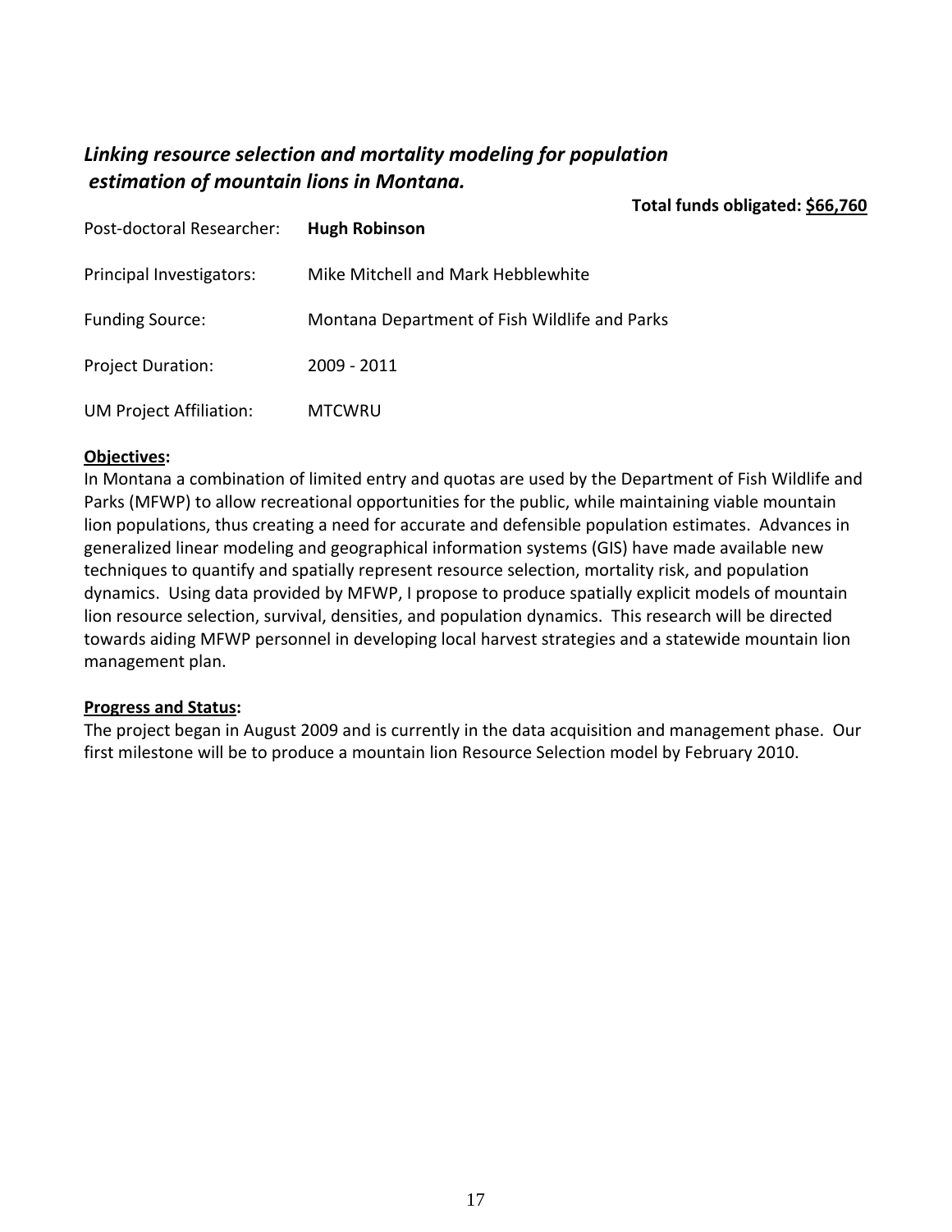## *Linking resource selection and mortality modeling for population estimation of mountain lions in Montana.*

**Total funds obligated: <u>$66,760</u>**

Post-doctoral Researcher: **Hugh Robinson**

Principal Investigators: Mike Mitchell and Mark Hebblewhite

Funding Source: Montana Department of Fish Wildlife and Parks

Project Duration: 2009 - 2011

UM Project Affiliation: MTCWRU

**<u>Objectives</u>:**

In Montana a combination of limited entry and quotas are used by the Department of Fish Wildlife and Parks (MFWP) to allow recreational opportunities for the public, while maintaining viable mountain lion populations, thus creating a need for accurate and defensible population estimates. Advances in generalized linear modeling and geographical information systems (GIS) have made available new techniques to quantify and spatially represent resource selection, mortality risk, and population dynamics. Using data provided by MFWP, I propose to produce spatially explicit models of mountain lion resource selection, survival, densities, and population dynamics. This research will be directed towards aiding MFWP personnel in developing local harvest strategies and a statewide mountain lion management plan.

**<u>Progress and Status</u>:**

The project began in August 2009 and is currently in the data acquisition and management phase. Our first milestone will be to produce a mountain lion Resource Selection model by February 2010.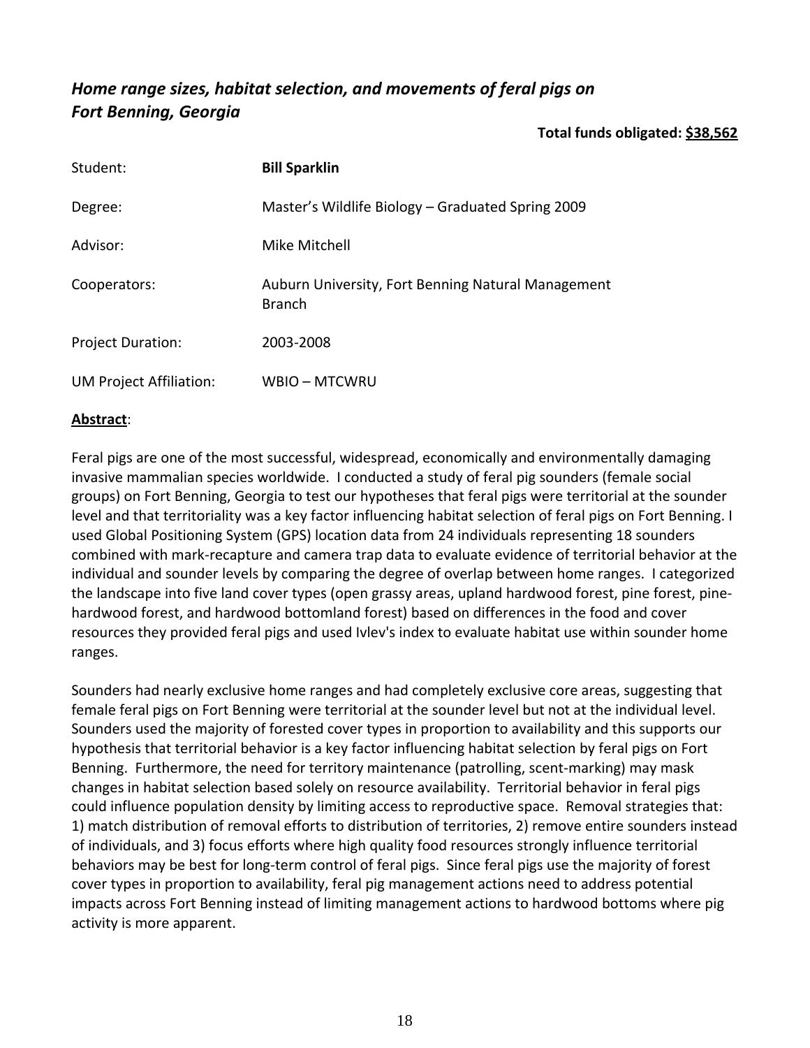## *Home range sizes, habitat selection, and movements of feral pigs on Fort Benning, Georgia*

**Total funds obligated: <u>$38,562</u>**

| | |
|---|---|
| Student: | **Bill Sparklin** |
| Degree: | Master's Wildlife Biology – Graduated Spring 2009 |
| Advisor: | Mike Mitchell |
| Cooperators: | Auburn University, Fort Benning Natural Management Branch |
| Project Duration: | 2003-2008 |
| UM Project Affiliation: | WBIO – MTCWRU |

**<u>Abstract</u>**:

Feral pigs are one of the most successful, widespread, economically and environmentally damaging invasive mammalian species worldwide. I conducted a study of feral pig sounders (female social groups) on Fort Benning, Georgia to test our hypotheses that feral pigs were territorial at the sounder level and that territoriality was a key factor influencing habitat selection of feral pigs on Fort Benning. I used Global Positioning System (GPS) location data from 24 individuals representing 18 sounders combined with mark-recapture and camera trap data to evaluate evidence of territorial behavior at the individual and sounder levels by comparing the degree of overlap between home ranges. I categorized the landscape into five land cover types (open grassy areas, upland hardwood forest, pine forest, pine-hardwood forest, and hardwood bottomland forest) based on differences in the food and cover resources they provided feral pigs and used Ivlev's index to evaluate habitat use within sounder home ranges.

Sounders had nearly exclusive home ranges and had completely exclusive core areas, suggesting that female feral pigs on Fort Benning were territorial at the sounder level but not at the individual level. Sounders used the majority of forested cover types in proportion to availability and this supports our hypothesis that territorial behavior is a key factor influencing habitat selection by feral pigs on Fort Benning. Furthermore, the need for territory maintenance (patrolling, scent-marking) may mask changes in habitat selection based solely on resource availability. Territorial behavior in feral pigs could influence population density by limiting access to reproductive space. Removal strategies that: 1) match distribution of removal efforts to distribution of territories, 2) remove entire sounders instead of individuals, and 3) focus efforts where high quality food resources strongly influence territorial behaviors may be best for long-term control of feral pigs. Since feral pigs use the majority of forest cover types in proportion to availability, feral pig management actions need to address potential impacts across Fort Benning instead of limiting management actions to hardwood bottoms where pig activity is more apparent.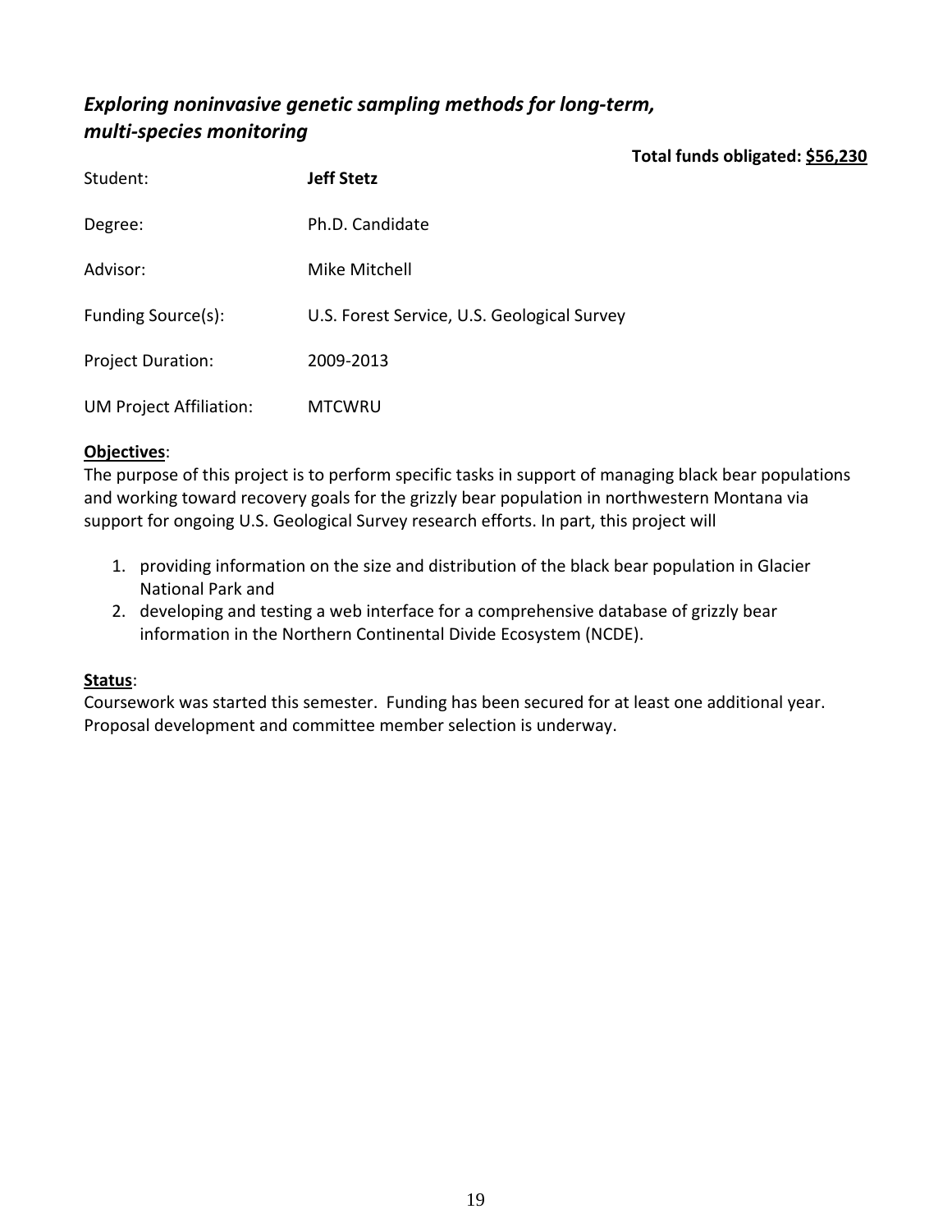## *Exploring noninvasive genetic sampling methods for long-term, multi-species monitoring*

**Total funds obligated: $56,230**

| | |
|---|---|
| Student: | **Jeff Stetz** |
| Degree: | Ph.D. Candidate |
| Advisor: | Mike Mitchell |
| Funding Source(s): | U.S. Forest Service, U.S. Geological Survey |
| Project Duration: | 2009-2013 |
| UM Project Affiliation: | MTCWRU |

**Objectives**:

The purpose of this project is to perform specific tasks in support of managing black bear populations and working toward recovery goals for the grizzly bear population in northwestern Montana via support for ongoing U.S. Geological Survey research efforts. In part, this project will

1. providing information on the size and distribution of the black bear population in Glacier National Park and
2. developing and testing a web interface for a comprehensive database of grizzly bear information in the Northern Continental Divide Ecosystem (NCDE).

**Status**:

Coursework was started this semester. Funding has been secured for at least one additional year. Proposal development and committee member selection is underway.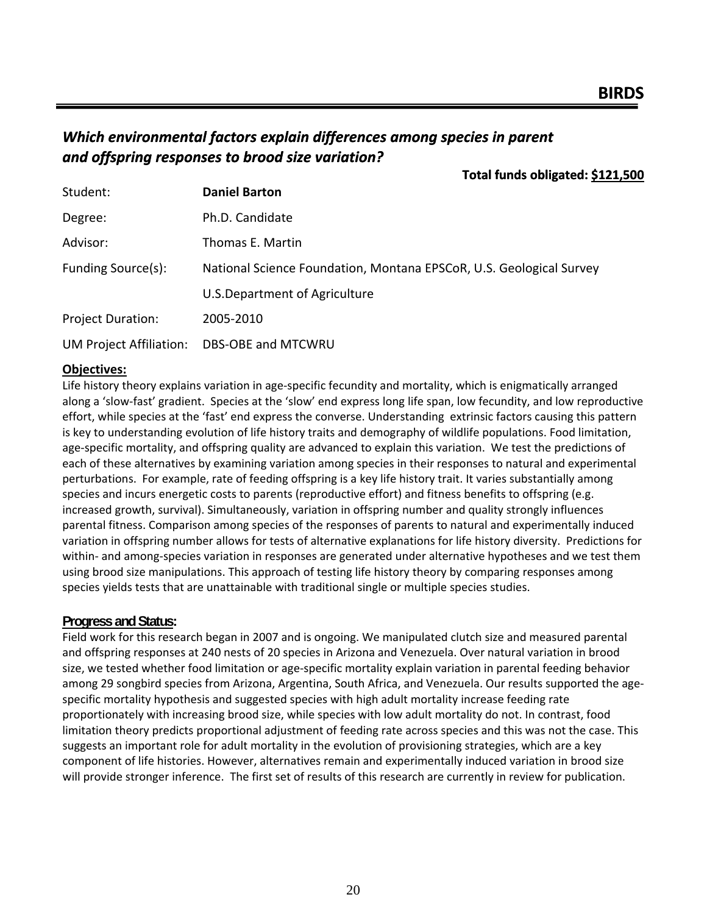# BIRDS

## *Which environmental factors explain differences among species in parent and offspring responses to brood size variation?*

**Total funds obligated: $121,500**

| | |
|---|---|
| Student: | **Daniel Barton** |
| Degree: | Ph.D. Candidate |
| Advisor: | Thomas E. Martin |
| Funding Source(s): | National Science Foundation, Montana EPSCoR, U.S. Geological Survey |
| | U.S.Department of Agriculture |
| Project Duration: | 2005-2010 |
| UM Project Affiliation: | DBS-OBE and MTCWRU |

**Objectives:**

Life history theory explains variation in age-specific fecundity and mortality, which is enigmatically arranged along a 'slow-fast' gradient. Species at the 'slow' end express long life span, low fecundity, and low reproductive effort, while species at the 'fast' end express the converse. Understanding extrinsic factors causing this pattern is key to understanding evolution of life history traits and demography of wildlife populations. Food limitation, age-specific mortality, and offspring quality are advanced to explain this variation. We test the predictions of each of these alternatives by examining variation among species in their responses to natural and experimental perturbations. For example, rate of feeding offspring is a key life history trait. It varies substantially among species and incurs energetic costs to parents (reproductive effort) and fitness benefits to offspring (e.g. increased growth, survival). Simultaneously, variation in offspring number and quality strongly influences parental fitness. Comparison among species of the responses of parents to natural and experimentally induced variation in offspring number allows for tests of alternative explanations for life history diversity. Predictions for within- and among-species variation in responses are generated under alternative hypotheses and we test them using brood size manipulations. This approach of testing life history theory by comparing responses among species yields tests that are unattainable with traditional single or multiple species studies.

**Progress and Status:**

Field work for this research began in 2007 and is ongoing. We manipulated clutch size and measured parental and offspring responses at 240 nests of 20 species in Arizona and Venezuela. Over natural variation in brood size, we tested whether food limitation or age-specific mortality explain variation in parental feeding behavior among 29 songbird species from Arizona, Argentina, South Africa, and Venezuela. Our results supported the age-specific mortality hypothesis and suggested species with high adult mortality increase feeding rate proportionately with increasing brood size, while species with low adult mortality do not. In contrast, food limitation theory predicts proportional adjustment of feeding rate across species and this was not the case. This suggests an important role for adult mortality in the evolution of provisioning strategies, which are a key component of life histories. However, alternatives remain and experimentally induced variation in brood size will provide stronger inference. The first set of results of this research are currently in review for publication.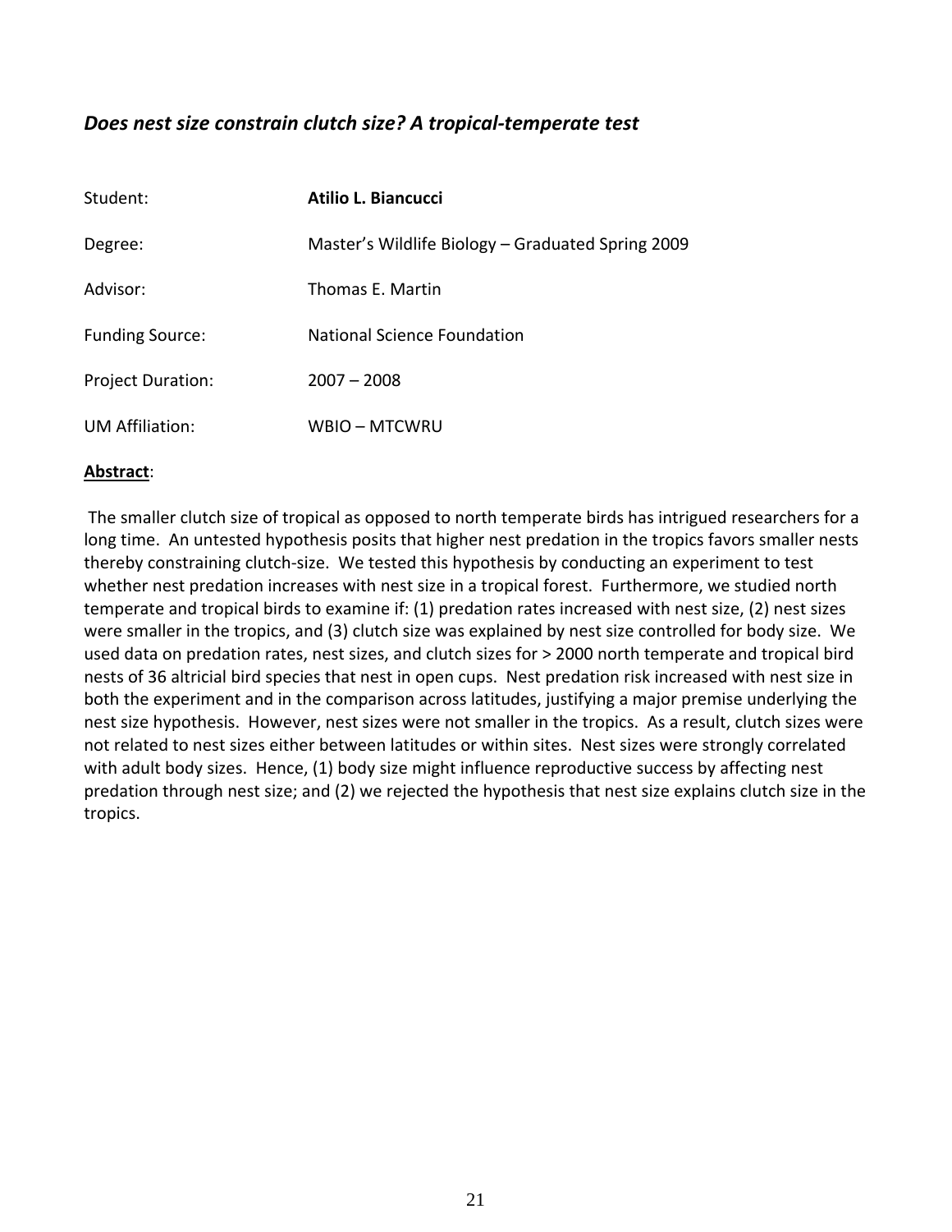## *Does nest size constrain clutch size? A tropical-temperate test*

| | |
|---|---|
| Student: | **Atilio L. Biancucci** |
| Degree: | Master's Wildlife Biology – Graduated Spring 2009 |
| Advisor: | Thomas E. Martin |
| Funding Source: | National Science Foundation |
| Project Duration: | 2007 – 2008 |
| UM Affiliation: | WBIO – MTCWRU |

**Abstract**:

The smaller clutch size of tropical as opposed to north temperate birds has intrigued researchers for a long time. An untested hypothesis posits that higher nest predation in the tropics favors smaller nests thereby constraining clutch-size. We tested this hypothesis by conducting an experiment to test whether nest predation increases with nest size in a tropical forest. Furthermore, we studied north temperate and tropical birds to examine if: (1) predation rates increased with nest size, (2) nest sizes were smaller in the tropics, and (3) clutch size was explained by nest size controlled for body size. We used data on predation rates, nest sizes, and clutch sizes for > 2000 north temperate and tropical bird nests of 36 altricial bird species that nest in open cups. Nest predation risk increased with nest size in both the experiment and in the comparison across latitudes, justifying a major premise underlying the nest size hypothesis. However, nest sizes were not smaller in the tropics. As a result, clutch sizes were not related to nest sizes either between latitudes or within sites. Nest sizes were strongly correlated with adult body sizes. Hence, (1) body size might influence reproductive success by affecting nest predation through nest size; and (2) we rejected the hypothesis that nest size explains clutch size in the tropics.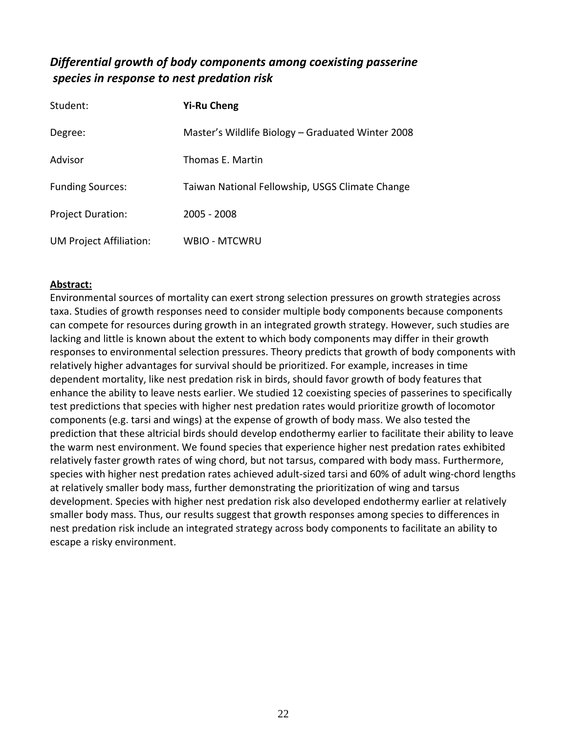## *Differential growth of body components among coexisting passerine species in response to nest predation risk*

| | |
|---|---|
| Student: | **Yi-Ru Cheng** |
| Degree: | Master's Wildlife Biology – Graduated Winter 2008 |
| Advisor | Thomas E. Martin |
| Funding Sources: | Taiwan National Fellowship, USGS Climate Change |
| Project Duration: | 2005 - 2008 |
| UM Project Affiliation: | WBIO - MTCWRU |

**Abstract:**

Environmental sources of mortality can exert strong selection pressures on growth strategies across taxa. Studies of growth responses need to consider multiple body components because components can compete for resources during growth in an integrated growth strategy. However, such studies are lacking and little is known about the extent to which body components may differ in their growth responses to environmental selection pressures. Theory predicts that growth of body components with relatively higher advantages for survival should be prioritized. For example, increases in time dependent mortality, like nest predation risk in birds, should favor growth of body features that enhance the ability to leave nests earlier. We studied 12 coexisting species of passerines to specifically test predictions that species with higher nest predation rates would prioritize growth of locomotor components (e.g. tarsi and wings) at the expense of growth of body mass. We also tested the prediction that these altricial birds should develop endothermy earlier to facilitate their ability to leave the warm nest environment. We found species that experience higher nest predation rates exhibited relatively faster growth rates of wing chord, but not tarsus, compared with body mass. Furthermore, species with higher nest predation rates achieved adult-sized tarsi and 60% of adult wing-chord lengths at relatively smaller body mass, further demonstrating the prioritization of wing and tarsus development. Species with higher nest predation risk also developed endothermy earlier at relatively smaller body mass. Thus, our results suggest that growth responses among species to differences in nest predation risk include an integrated strategy across body components to facilitate an ability to escape a risky environment.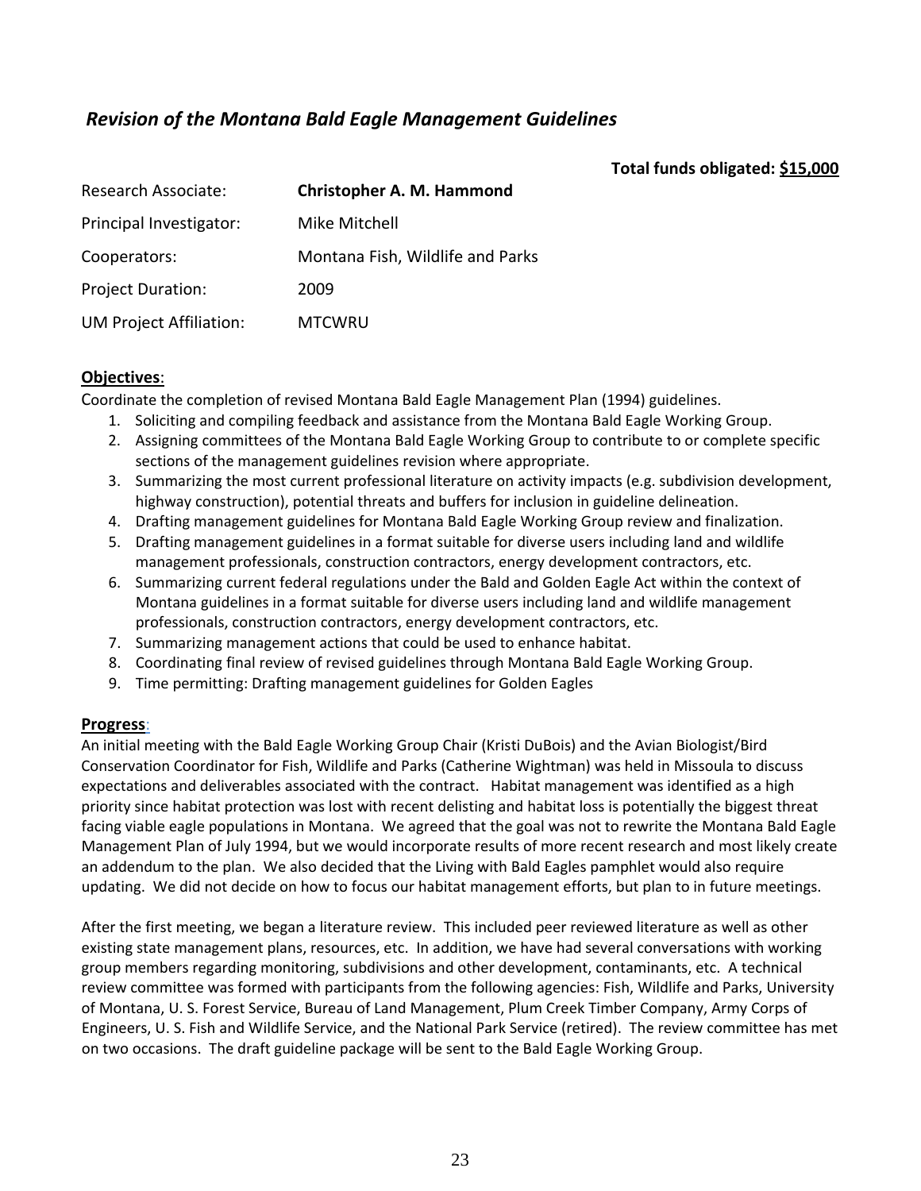## *Revision of the Montana Bald Eagle Management Guidelines*

**Total funds obligated: $15,000**

| | |
|---|---|
| Research Associate: | **Christopher A. M. Hammond** |
| Principal Investigator: | Mike Mitchell |
| Cooperators: | Montana Fish, Wildlife and Parks |
| Project Duration: | 2009 |
| UM Project Affiliation: | MTCWRU |

**Objectives**:

Coordinate the completion of revised Montana Bald Eagle Management Plan (1994) guidelines.

1. Soliciting and compiling feedback and assistance from the Montana Bald Eagle Working Group.
2. Assigning committees of the Montana Bald Eagle Working Group to contribute to or complete specific sections of the management guidelines revision where appropriate.
3. Summarizing the most current professional literature on activity impacts (e.g. subdivision development, highway construction), potential threats and buffers for inclusion in guideline delineation.
4. Drafting management guidelines for Montana Bald Eagle Working Group review and finalization.
5. Drafting management guidelines in a format suitable for diverse users including land and wildlife management professionals, construction contractors, energy development contractors, etc.
6. Summarizing current federal regulations under the Bald and Golden Eagle Act within the context of Montana guidelines in a format suitable for diverse users including land and wildlife management professionals, construction contractors, energy development contractors, etc.
7. Summarizing management actions that could be used to enhance habitat.
8. Coordinating final review of revised guidelines through Montana Bald Eagle Working Group.
9. Time permitting: Drafting management guidelines for Golden Eagles

**Progress**:

An initial meeting with the Bald Eagle Working Group Chair (Kristi DuBois) and the Avian Biologist/Bird Conservation Coordinator for Fish, Wildlife and Parks (Catherine Wightman) was held in Missoula to discuss expectations and deliverables associated with the contract. Habitat management was identified as a high priority since habitat protection was lost with recent delisting and habitat loss is potentially the biggest threat facing viable eagle populations in Montana. We agreed that the goal was not to rewrite the Montana Bald Eagle Management Plan of July 1994, but we would incorporate results of more recent research and most likely create an addendum to the plan. We also decided that the Living with Bald Eagles pamphlet would also require updating. We did not decide on how to focus our habitat management efforts, but plan to in future meetings.

After the first meeting, we began a literature review. This included peer reviewed literature as well as other existing state management plans, resources, etc. In addition, we have had several conversations with working group members regarding monitoring, subdivisions and other development, contaminants, etc. A technical review committee was formed with participants from the following agencies: Fish, Wildlife and Parks, University of Montana, U. S. Forest Service, Bureau of Land Management, Plum Creek Timber Company, Army Corps of Engineers, U. S. Fish and Wildlife Service, and the National Park Service (retired). The review committee has met on two occasions. The draft guideline package will be sent to the Bald Eagle Working Group.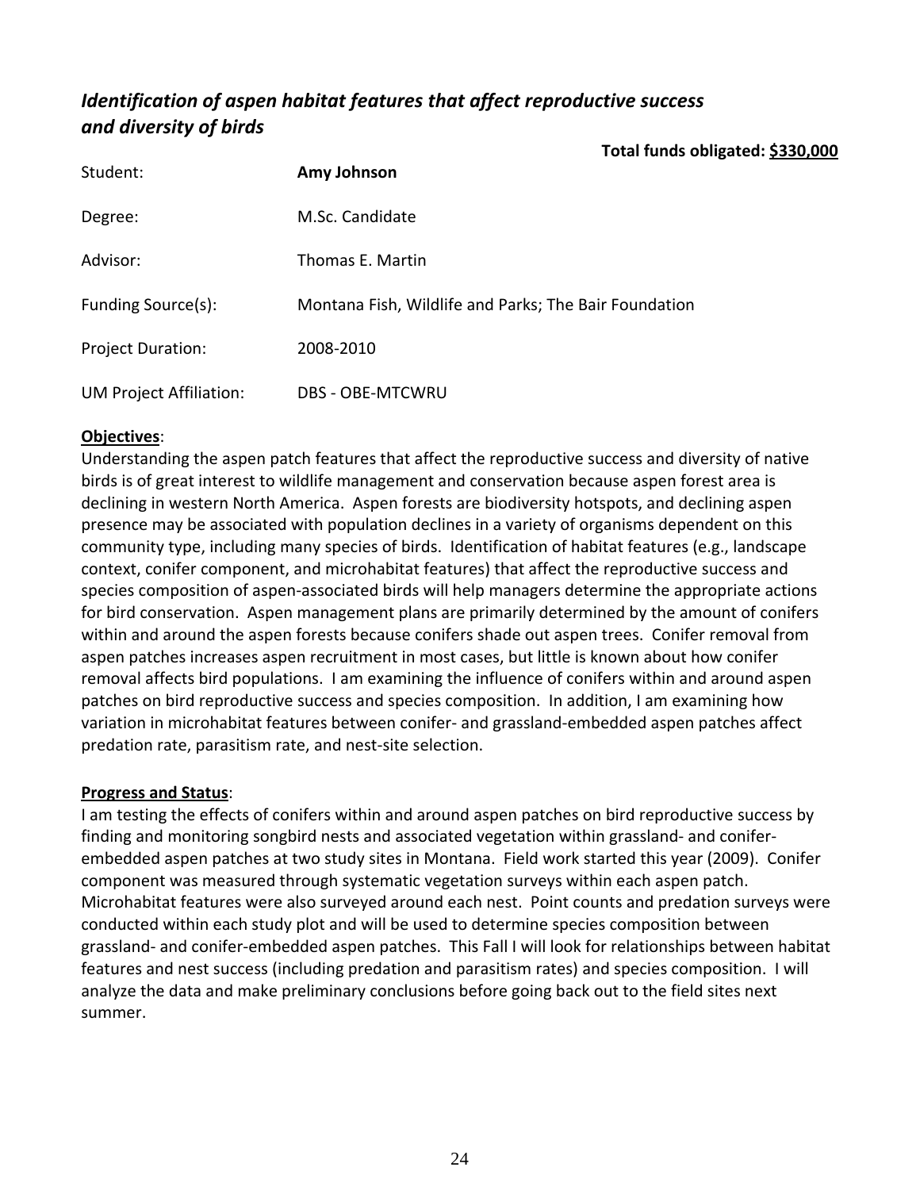## *Identification of aspen habitat features that affect reproductive success and diversity of birds*

**Total funds obligated: $330,000**

| | |
|---|---|
| Student: | **Amy Johnson** |
| Degree: | M.Sc. Candidate |
| Advisor: | Thomas E. Martin |
| Funding Source(s): | Montana Fish, Wildlife and Parks; The Bair Foundation |
| Project Duration: | 2008-2010 |
| UM Project Affiliation: | DBS - OBE-MTCWRU |

**Objectives**:

Understanding the aspen patch features that affect the reproductive success and diversity of native birds is of great interest to wildlife management and conservation because aspen forest area is declining in western North America. Aspen forests are biodiversity hotspots, and declining aspen presence may be associated with population declines in a variety of organisms dependent on this community type, including many species of birds. Identification of habitat features (e.g., landscape context, conifer component, and microhabitat features) that affect the reproductive success and species composition of aspen-associated birds will help managers determine the appropriate actions for bird conservation. Aspen management plans are primarily determined by the amount of conifers within and around the aspen forests because conifers shade out aspen trees. Conifer removal from aspen patches increases aspen recruitment in most cases, but little is known about how conifer removal affects bird populations. I am examining the influence of conifers within and around aspen patches on bird reproductive success and species composition. In addition, I am examining how variation in microhabitat features between conifer- and grassland-embedded aspen patches affect predation rate, parasitism rate, and nest-site selection.

**Progress and Status**:

I am testing the effects of conifers within and around aspen patches on bird reproductive success by finding and monitoring songbird nests and associated vegetation within grassland- and conifer-embedded aspen patches at two study sites in Montana. Field work started this year (2009). Conifer component was measured through systematic vegetation surveys within each aspen patch. Microhabitat features were also surveyed around each nest. Point counts and predation surveys were conducted within each study plot and will be used to determine species composition between grassland- and conifer-embedded aspen patches. This Fall I will look for relationships between habitat features and nest success (including predation and parasitism rates) and species composition. I will analyze the data and make preliminary conclusions before going back out to the field sites next summer.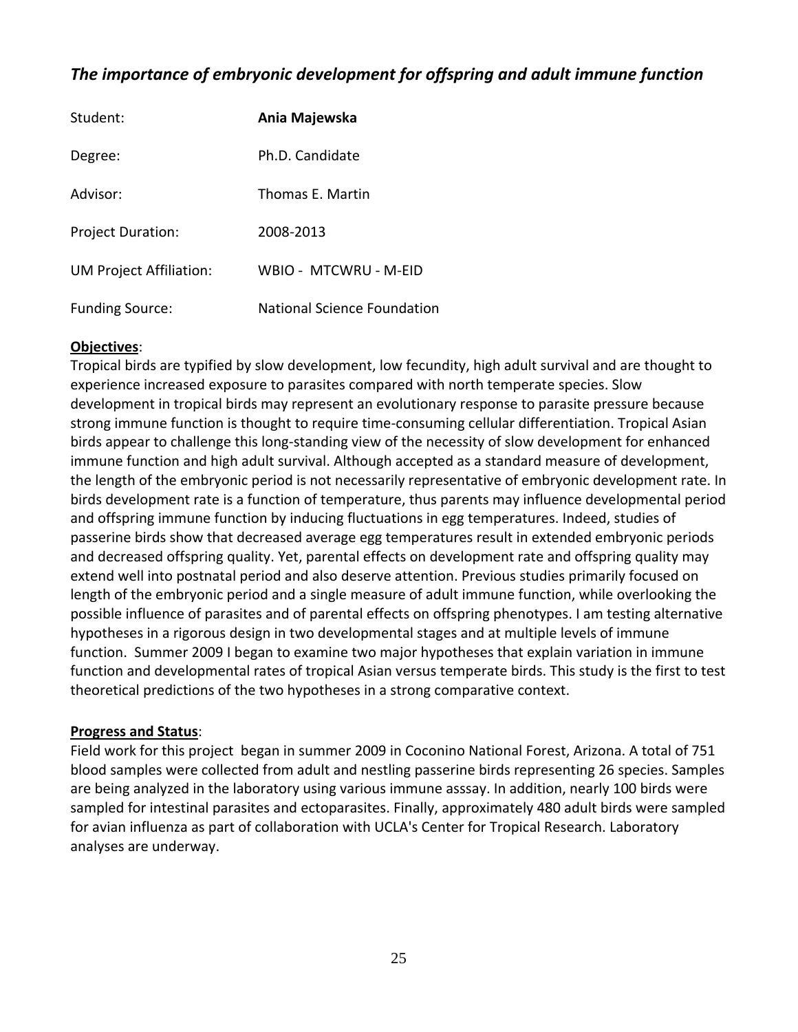## *The importance of embryonic development for offspring and adult immune function*

| | |
|---|---|
| Student: | **Ania Majewska** |
| Degree: | Ph.D. Candidate |
| Advisor: | Thomas E. Martin |
| Project Duration: | 2008-2013 |
| UM Project Affiliation: | WBIO - MTCWRU - M-EID |
| Funding Source: | National Science Foundation |

**Objectives**:

Tropical birds are typified by slow development, low fecundity, high adult survival and are thought to experience increased exposure to parasites compared with north temperate species. Slow development in tropical birds may represent an evolutionary response to parasite pressure because strong immune function is thought to require time-consuming cellular differentiation. Tropical Asian birds appear to challenge this long-standing view of the necessity of slow development for enhanced immune function and high adult survival. Although accepted as a standard measure of development, the length of the embryonic period is not necessarily representative of embryonic development rate. In birds development rate is a function of temperature, thus parents may influence developmental period and offspring immune function by inducing fluctuations in egg temperatures. Indeed, studies of passerine birds show that decreased average egg temperatures result in extended embryonic periods and decreased offspring quality. Yet, parental effects on development rate and offspring quality may extend well into postnatal period and also deserve attention. Previous studies primarily focused on length of the embryonic period and a single measure of adult immune function, while overlooking the possible influence of parasites and of parental effects on offspring phenotypes. I am testing alternative hypotheses in a rigorous design in two developmental stages and at multiple levels of immune function. Summer 2009 I began to examine two major hypotheses that explain variation in immune function and developmental rates of tropical Asian versus temperate birds. This study is the first to test theoretical predictions of the two hypotheses in a strong comparative context.

**Progress and Status**:

Field work for this project began in summer 2009 in Coconino National Forest, Arizona. A total of 751 blood samples were collected from adult and nestling passerine birds representing 26 species. Samples are being analyzed in the laboratory using various immune asssay. In addition, nearly 100 birds were sampled for intestinal parasites and ectoparasites. Finally, approximately 480 adult birds were sampled for avian influenza as part of collaboration with UCLA's Center for Tropical Research. Laboratory analyses are underway.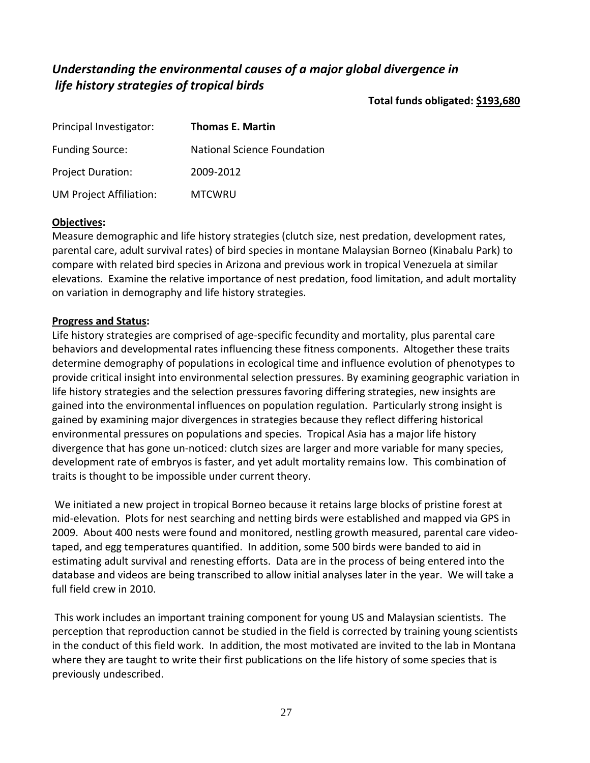## *Understanding the environmental causes of a major global divergence in life history strategies of tropical birds*

**Total funds obligated: <u>$193,680</u>**

| | |
|---|---|
| Principal Investigator: | **Thomas E. Martin** |
| Funding Source: | National Science Foundation |
| Project Duration: | 2009-2012 |
| UM Project Affiliation: | MTCWRU |

**<u>Objectives</u>:**

Measure demographic and life history strategies (clutch size, nest predation, development rates, parental care, adult survival rates) of bird species in montane Malaysian Borneo (Kinabalu Park) to compare with related bird species in Arizona and previous work in tropical Venezuela at similar elevations. Examine the relative importance of nest predation, food limitation, and adult mortality on variation in demography and life history strategies.

**<u>Progress and Status</u>:**

Life history strategies are comprised of age-specific fecundity and mortality, plus parental care behaviors and developmental rates influencing these fitness components. Altogether these traits determine demography of populations in ecological time and influence evolution of phenotypes to provide critical insight into environmental selection pressures. By examining geographic variation in life history strategies and the selection pressures favoring differing strategies, new insights are gained into the environmental influences on population regulation. Particularly strong insight is gained by examining major divergences in strategies because they reflect differing historical environmental pressures on populations and species. Tropical Asia has a major life history divergence that has gone un-noticed: clutch sizes are larger and more variable for many species, development rate of embryos is faster, and yet adult mortality remains low. This combination of traits is thought to be impossible under current theory.

We initiated a new project in tropical Borneo because it retains large blocks of pristine forest at mid-elevation. Plots for nest searching and netting birds were established and mapped via GPS in 2009. About 400 nests were found and monitored, nestling growth measured, parental care video-taped, and egg temperatures quantified. In addition, some 500 birds were banded to aid in estimating adult survival and renesting efforts. Data are in the process of being entered into the database and videos are being transcribed to allow initial analyses later in the year. We will take a full field crew in 2010.

This work includes an important training component for young US and Malaysian scientists. The perception that reproduction cannot be studied in the field is corrected by training young scientists in the conduct of this field work. In addition, the most motivated are invited to the lab in Montana where they are taught to write their first publications on the life history of some species that is previously undescribed.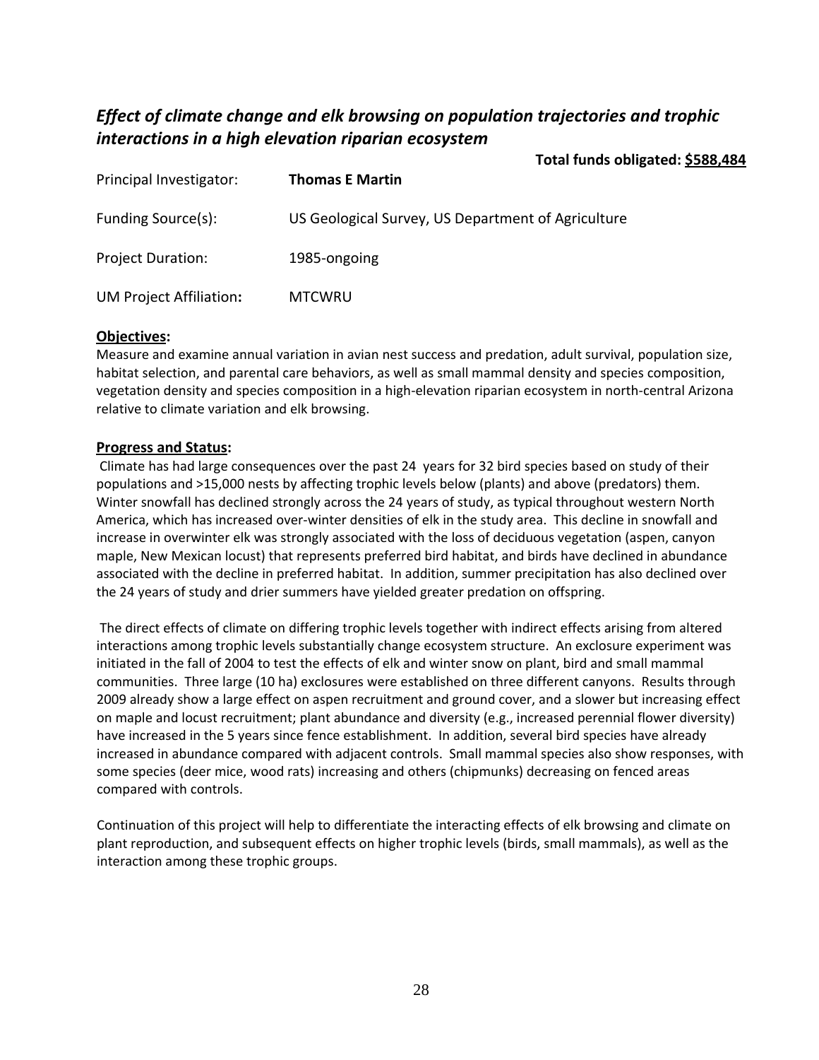## *Effect of climate change and elk browsing on population trajectories and trophic interactions in a high elevation riparian ecosystem*

**Total funds obligated: $588,484**

Principal Investigator: **Thomas E Martin**

Funding Source(s): US Geological Survey, US Department of Agriculture

Project Duration: 1985-ongoing

UM Project Affiliation**:** MTCWRU

**Objectives:**

Measure and examine annual variation in avian nest success and predation, adult survival, population size, habitat selection, and parental care behaviors, as well as small mammal density and species composition, vegetation density and species composition in a high-elevation riparian ecosystem in north-central Arizona relative to climate variation and elk browsing.

**Progress and Status:**

Climate has had large consequences over the past 24 years for 32 bird species based on study of their populations and >15,000 nests by affecting trophic levels below (plants) and above (predators) them. Winter snowfall has declined strongly across the 24 years of study, as typical throughout western North America, which has increased over-winter densities of elk in the study area. This decline in snowfall and increase in overwinter elk was strongly associated with the loss of deciduous vegetation (aspen, canyon maple, New Mexican locust) that represents preferred bird habitat, and birds have declined in abundance associated with the decline in preferred habitat. In addition, summer precipitation has also declined over the 24 years of study and drier summers have yielded greater predation on offspring.

The direct effects of climate on differing trophic levels together with indirect effects arising from altered interactions among trophic levels substantially change ecosystem structure. An exclosure experiment was initiated in the fall of 2004 to test the effects of elk and winter snow on plant, bird and small mammal communities. Three large (10 ha) exclosures were established on three different canyons. Results through 2009 already show a large effect on aspen recruitment and ground cover, and a slower but increasing effect on maple and locust recruitment; plant abundance and diversity (e.g., increased perennial flower diversity) have increased in the 5 years since fence establishment. In addition, several bird species have already increased in abundance compared with adjacent controls. Small mammal species also show responses, with some species (deer mice, wood rats) increasing and others (chipmunks) decreasing on fenced areas compared with controls.

Continuation of this project will help to differentiate the interacting effects of elk browsing and climate on plant reproduction, and subsequent effects on higher trophic levels (birds, small mammals), as well as the interaction among these trophic groups.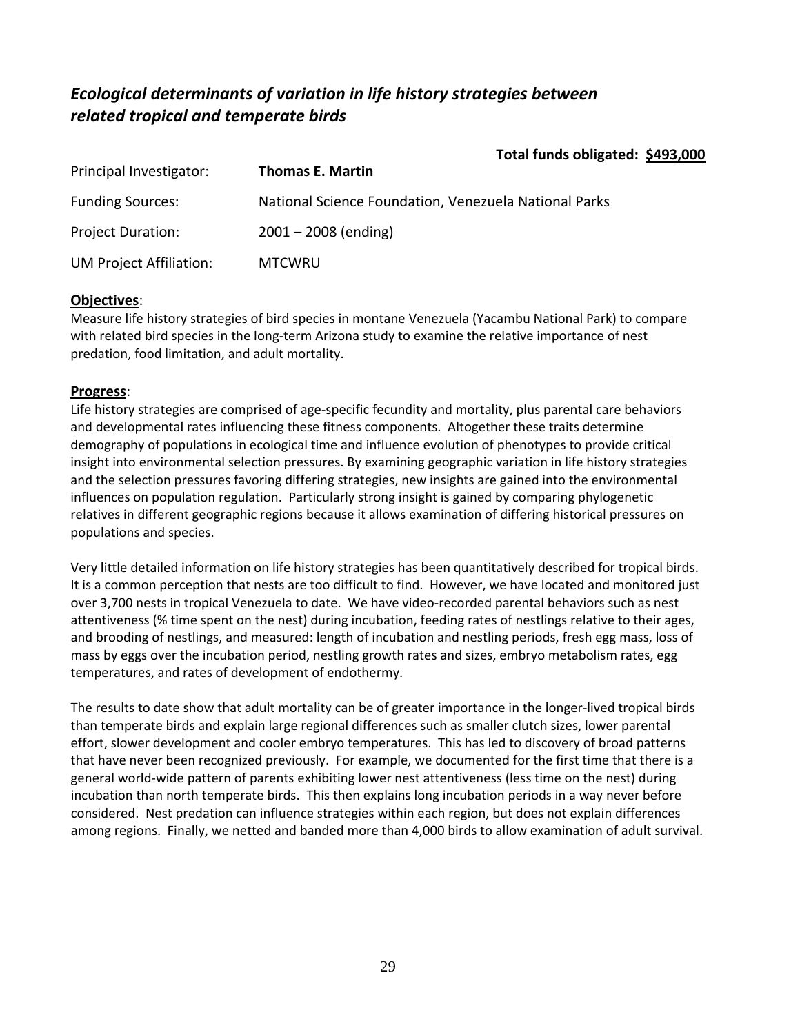## *Ecological determinants of variation in life history strategies between related tropical and temperate birds*

**Total funds obligated: $493,000**

Principal Investigator: **Thomas E. Martin**

Funding Sources: National Science Foundation, Venezuela National Parks

Project Duration: 2001 – 2008 (ending)

UM Project Affiliation: MTCWRU

**Objectives**:

Measure life history strategies of bird species in montane Venezuela (Yacambu National Park) to compare with related bird species in the long-term Arizona study to examine the relative importance of nest predation, food limitation, and adult mortality.

**Progress**:

Life history strategies are comprised of age-specific fecundity and mortality, plus parental care behaviors and developmental rates influencing these fitness components. Altogether these traits determine demography of populations in ecological time and influence evolution of phenotypes to provide critical insight into environmental selection pressures. By examining geographic variation in life history strategies and the selection pressures favoring differing strategies, new insights are gained into the environmental influences on population regulation. Particularly strong insight is gained by comparing phylogenetic relatives in different geographic regions because it allows examination of differing historical pressures on populations and species.

Very little detailed information on life history strategies has been quantitatively described for tropical birds. It is a common perception that nests are too difficult to find. However, we have located and monitored just over 3,700 nests in tropical Venezuela to date. We have video-recorded parental behaviors such as nest attentiveness (% time spent on the nest) during incubation, feeding rates of nestlings relative to their ages, and brooding of nestlings, and measured: length of incubation and nestling periods, fresh egg mass, loss of mass by eggs over the incubation period, nestling growth rates and sizes, embryo metabolism rates, egg temperatures, and rates of development of endothermy.

The results to date show that adult mortality can be of greater importance in the longer-lived tropical birds than temperate birds and explain large regional differences such as smaller clutch sizes, lower parental effort, slower development and cooler embryo temperatures. This has led to discovery of broad patterns that have never been recognized previously. For example, we documented for the first time that there is a general world-wide pattern of parents exhibiting lower nest attentiveness (less time on the nest) during incubation than north temperate birds. This then explains long incubation periods in a way never before considered. Nest predation can influence strategies within each region, but does not explain differences among regions. Finally, we netted and banded more than 4,000 birds to allow examination of adult survival.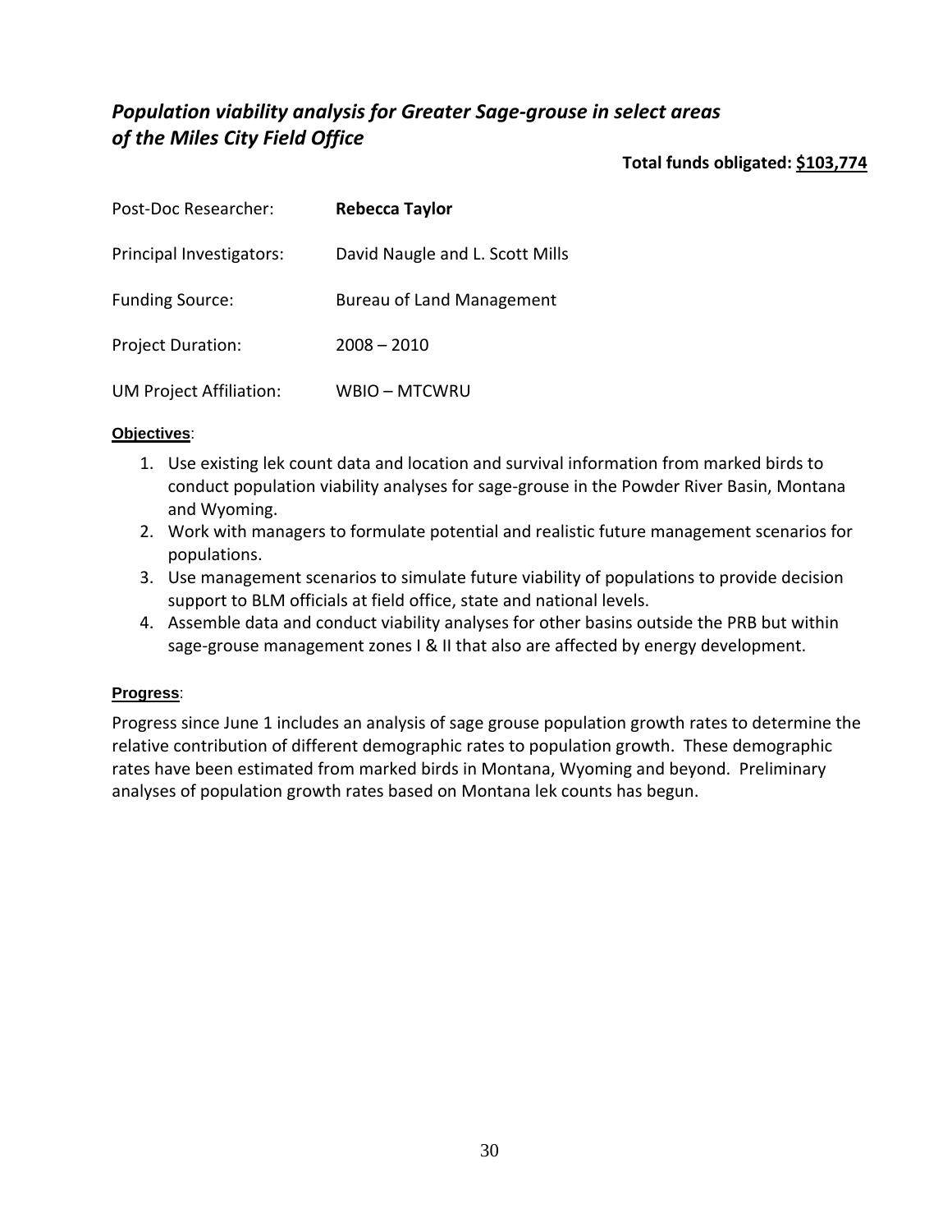## *Population viability analysis for Greater Sage-grouse in select areas of the Miles City Field Office*

**Total funds obligated: $103,774**

Post-Doc Researcher: **Rebecca Taylor**

Principal Investigators: David Naugle and L. Scott Mills

Funding Source: Bureau of Land Management

Project Duration: 2008 – 2010

UM Project Affiliation: WBIO – MTCWRU

**Objectives**:

1. Use existing lek count data and location and survival information from marked birds to conduct population viability analyses for sage-grouse in the Powder River Basin, Montana and Wyoming.
2. Work with managers to formulate potential and realistic future management scenarios for populations.
3. Use management scenarios to simulate future viability of populations to provide decision support to BLM officials at field office, state and national levels.
4. Assemble data and conduct viability analyses for other basins outside the PRB but within sage-grouse management zones I & II that also are affected by energy development.

**Progress**:

Progress since June 1 includes an analysis of sage grouse population growth rates to determine the relative contribution of different demographic rates to population growth. These demographic rates have been estimated from marked birds in Montana, Wyoming and beyond. Preliminary analyses of population growth rates based on Montana lek counts has begun.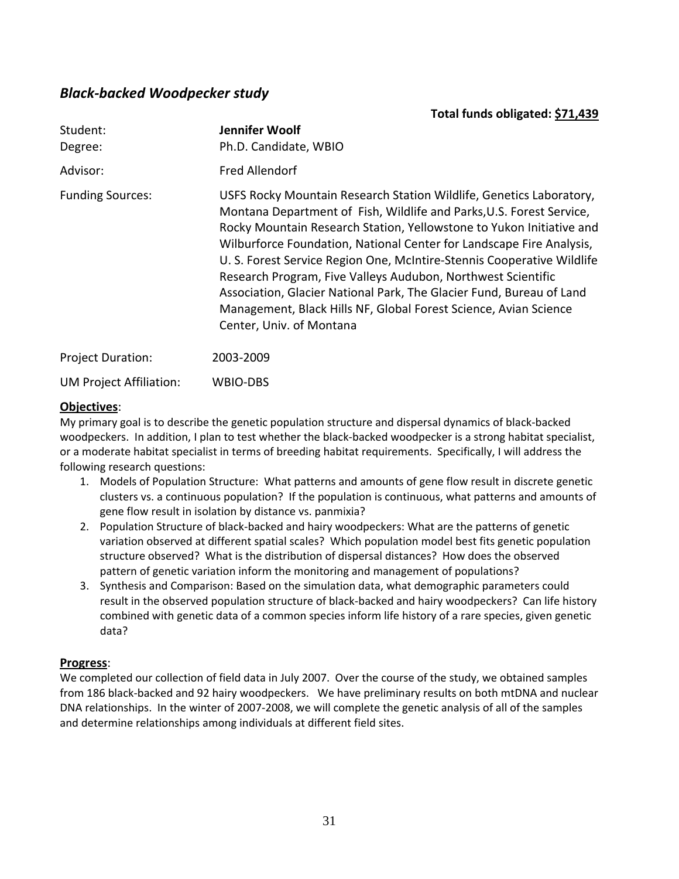## *Black-backed Woodpecker study*

**Total funds obligated: <u>$71,439</u>**

| | |
|---|---|
| Student: | **Jennifer Woolf** |
| Degree: | Ph.D. Candidate, WBIO |
| Advisor: | Fred Allendorf |
| Funding Sources: | USFS Rocky Mountain Research Station Wildlife, Genetics Laboratory, Montana Department of Fish, Wildlife and Parks,U.S. Forest Service, Rocky Mountain Research Station, Yellowstone to Yukon Initiative and Wilburforce Foundation, National Center for Landscape Fire Analysis, U. S. Forest Service Region One, McIntire-Stennis Cooperative Wildlife Research Program, Five Valleys Audubon, Northwest Scientific Association, Glacier National Park, The Glacier Fund, Bureau of Land Management, Black Hills NF, Global Forest Science, Avian Science Center, Univ. of Montana |
| Project Duration: | 2003-2009 |
| UM Project Affiliation: | WBIO-DBS |

**<u>Objectives</u>**:

My primary goal is to describe the genetic population structure and dispersal dynamics of black-backed woodpeckers. In addition, I plan to test whether the black-backed woodpecker is a strong habitat specialist, or a moderate habitat specialist in terms of breeding habitat requirements. Specifically, I will address the following research questions:

1. Models of Population Structure: What patterns and amounts of gene flow result in discrete genetic clusters vs. a continuous population? If the population is continuous, what patterns and amounts of gene flow result in isolation by distance vs. panmixia?
2. Population Structure of black-backed and hairy woodpeckers: What are the patterns of genetic variation observed at different spatial scales? Which population model best fits genetic population structure observed? What is the distribution of dispersal distances? How does the observed pattern of genetic variation inform the monitoring and management of populations?
3. Synthesis and Comparison: Based on the simulation data, what demographic parameters could result in the observed population structure of black-backed and hairy woodpeckers? Can life history combined with genetic data of a common species inform life history of a rare species, given genetic data?

**<u>Progress</u>**:

We completed our collection of field data in July 2007. Over the course of the study, we obtained samples from 186 black-backed and 92 hairy woodpeckers. We have preliminary results on both mtDNA and nuclear DNA relationships. In the winter of 2007-2008, we will complete the genetic analysis of all of the samples and determine relationships among individuals at different field sites.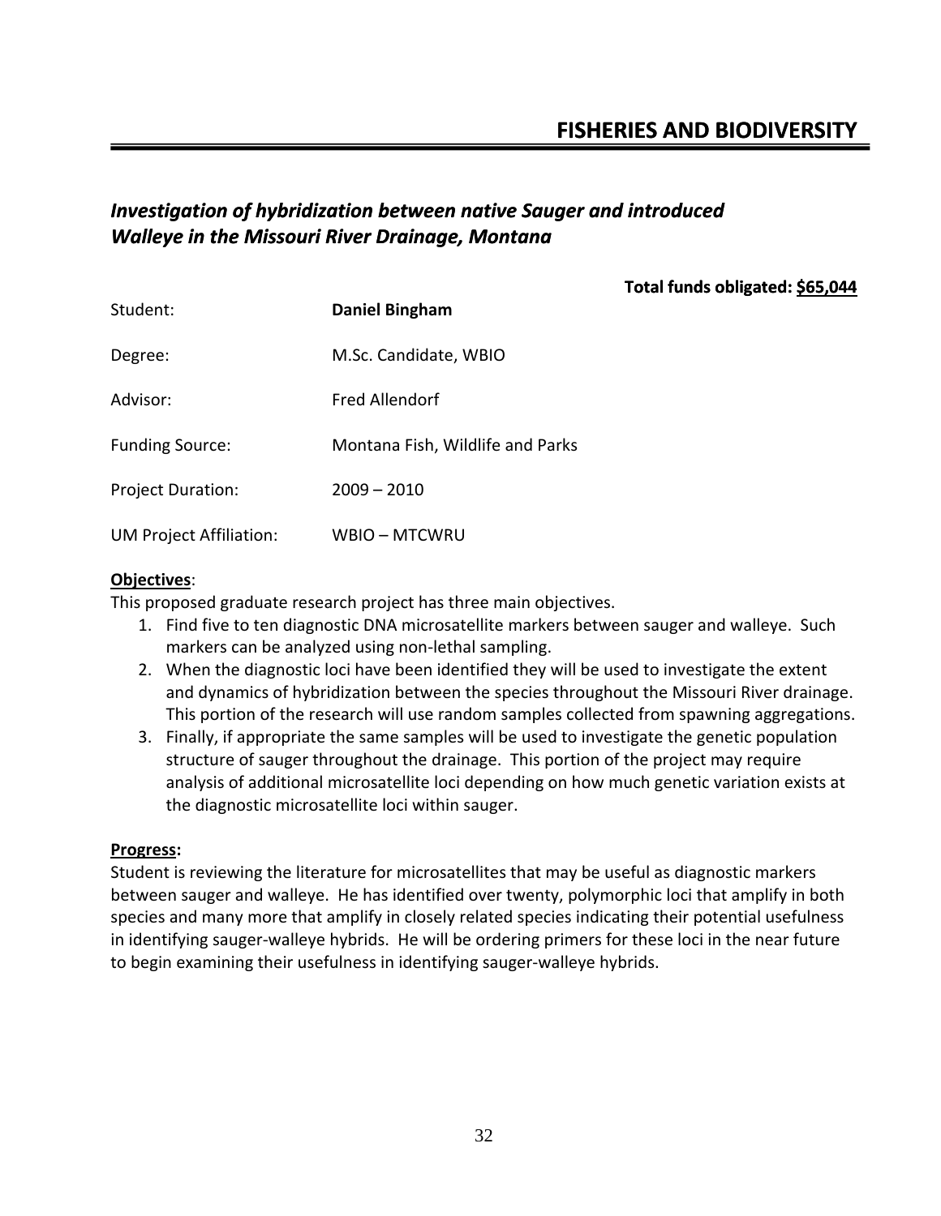## FISHERIES AND BIODIVERSITY

### *Investigation of hybridization between native Sauger and introduced Walleye in the Missouri River Drainage, Montana*

**Total funds obligated: $65,044**

| | |
|---|---|
| Student: | **Daniel Bingham** |
| Degree: | M.Sc. Candidate, WBIO |
| Advisor: | Fred Allendorf |
| Funding Source: | Montana Fish, Wildlife and Parks |
| Project Duration: | 2009 – 2010 |
| UM Project Affiliation: | WBIO – MTCWRU |

**Objectives**:

This proposed graduate research project has three main objectives.

1. Find five to ten diagnostic DNA microsatellite markers between sauger and walleye. Such markers can be analyzed using non-lethal sampling.
2. When the diagnostic loci have been identified they will be used to investigate the extent and dynamics of hybridization between the species throughout the Missouri River drainage. This portion of the research will use random samples collected from spawning aggregations.
3. Finally, if appropriate the same samples will be used to investigate the genetic population structure of sauger throughout the drainage. This portion of the project may require analysis of additional microsatellite loci depending on how much genetic variation exists at the diagnostic microsatellite loci within sauger.

**Progress:**

Student is reviewing the literature for microsatellites that may be useful as diagnostic markers between sauger and walleye. He has identified over twenty, polymorphic loci that amplify in both species and many more that amplify in closely related species indicating their potential usefulness in identifying sauger-walleye hybrids. He will be ordering primers for these loci in the near future to begin examining their usefulness in identifying sauger-walleye hybrids.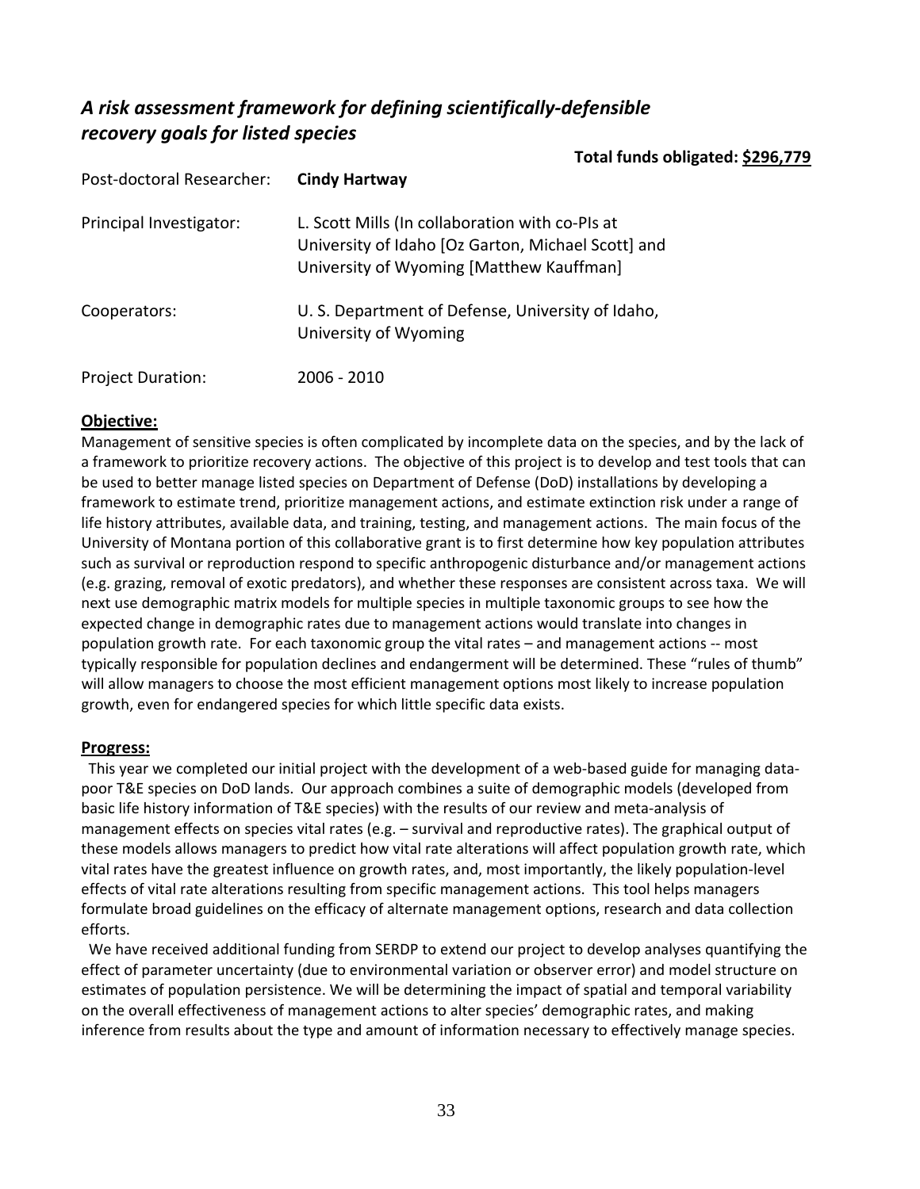## *A risk assessment framework for defining scientifically-defensible recovery goals for listed species*

**Total funds obligated: $296,779**

| | |
|---|---|
| Post-doctoral Researcher: | **Cindy Hartway** |
| Principal Investigator: | L. Scott Mills (In collaboration with co-PIs at University of Idaho [Oz Garton, Michael Scott] and University of Wyoming [Matthew Kauffman] |
| Cooperators: | U. S. Department of Defense, University of Idaho, University of Wyoming |
| Project Duration: | 2006 - 2010 |

**Objective:**

Management of sensitive species is often complicated by incomplete data on the species, and by the lack of a framework to prioritize recovery actions. The objective of this project is to develop and test tools that can be used to better manage listed species on Department of Defense (DoD) installations by developing a framework to estimate trend, prioritize management actions, and estimate extinction risk under a range of life history attributes, available data, and training, testing, and management actions. The main focus of the University of Montana portion of this collaborative grant is to first determine how key population attributes such as survival or reproduction respond to specific anthropogenic disturbance and/or management actions (e.g. grazing, removal of exotic predators), and whether these responses are consistent across taxa. We will next use demographic matrix models for multiple species in multiple taxonomic groups to see how the expected change in demographic rates due to management actions would translate into changes in population growth rate. For each taxonomic group the vital rates – and management actions -- most typically responsible for population declines and endangerment will be determined. These "rules of thumb" will allow managers to choose the most efficient management options most likely to increase population growth, even for endangered species for which little specific data exists.

**Progress:**

This year we completed our initial project with the development of a web-based guide for managing data-poor T&E species on DoD lands. Our approach combines a suite of demographic models (developed from basic life history information of T&E species) with the results of our review and meta-analysis of management effects on species vital rates (e.g. – survival and reproductive rates). The graphical output of these models allows managers to predict how vital rate alterations will affect population growth rate, which vital rates have the greatest influence on growth rates, and, most importantly, the likely population-level effects of vital rate alterations resulting from specific management actions. This tool helps managers formulate broad guidelines on the efficacy of alternate management options, research and data collection efforts.

We have received additional funding from SERDP to extend our project to develop analyses quantifying the effect of parameter uncertainty (due to environmental variation or observer error) and model structure on estimates of population persistence. We will be determining the impact of spatial and temporal variability on the overall effectiveness of management actions to alter species' demographic rates, and making inference from results about the type and amount of information necessary to effectively manage species.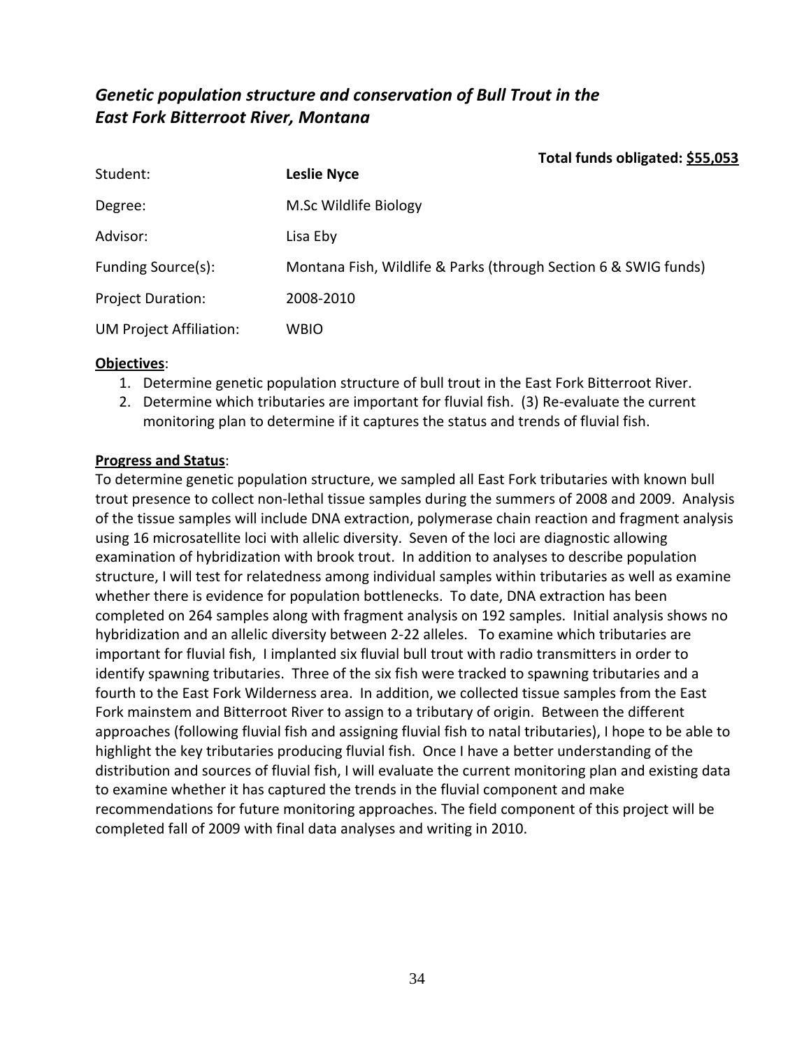## *Genetic population structure and conservation of Bull Trout in the East Fork Bitterroot River, Montana*

**Total funds obligated: <u>$55,053</u>**

| | |
|---|---|
| Student: | **Leslie Nyce** |
| Degree: | M.Sc Wildlife Biology |
| Advisor: | Lisa Eby |
| Funding Source(s): | Montana Fish, Wildlife & Parks (through Section 6 & SWIG funds) |
| Project Duration: | 2008-2010 |
| UM Project Affiliation: | WBIO |

**<u>Objectives</u>**:

1. Determine genetic population structure of bull trout in the East Fork Bitterroot River.
2. Determine which tributaries are important for fluvial fish. (3) Re-evaluate the current monitoring plan to determine if it captures the status and trends of fluvial fish.

**<u>Progress and Status</u>**:

To determine genetic population structure, we sampled all East Fork tributaries with known bull trout presence to collect non-lethal tissue samples during the summers of 2008 and 2009. Analysis of the tissue samples will include DNA extraction, polymerase chain reaction and fragment analysis using 16 microsatellite loci with allelic diversity. Seven of the loci are diagnostic allowing examination of hybridization with brook trout. In addition to analyses to describe population structure, I will test for relatedness among individual samples within tributaries as well as examine whether there is evidence for population bottlenecks. To date, DNA extraction has been completed on 264 samples along with fragment analysis on 192 samples. Initial analysis shows no hybridization and an allelic diversity between 2-22 alleles. To examine which tributaries are important for fluvial fish, I implanted six fluvial bull trout with radio transmitters in order to identify spawning tributaries. Three of the six fish were tracked to spawning tributaries and a fourth to the East Fork Wilderness area. In addition, we collected tissue samples from the East Fork mainstem and Bitterroot River to assign to a tributary of origin. Between the different approaches (following fluvial fish and assigning fluvial fish to natal tributaries), I hope to be able to highlight the key tributaries producing fluvial fish. Once I have a better understanding of the distribution and sources of fluvial fish, I will evaluate the current monitoring plan and existing data to examine whether it has captured the trends in the fluvial component and make recommendations for future monitoring approaches. The field component of this project will be completed fall of 2009 with final data analyses and writing in 2010.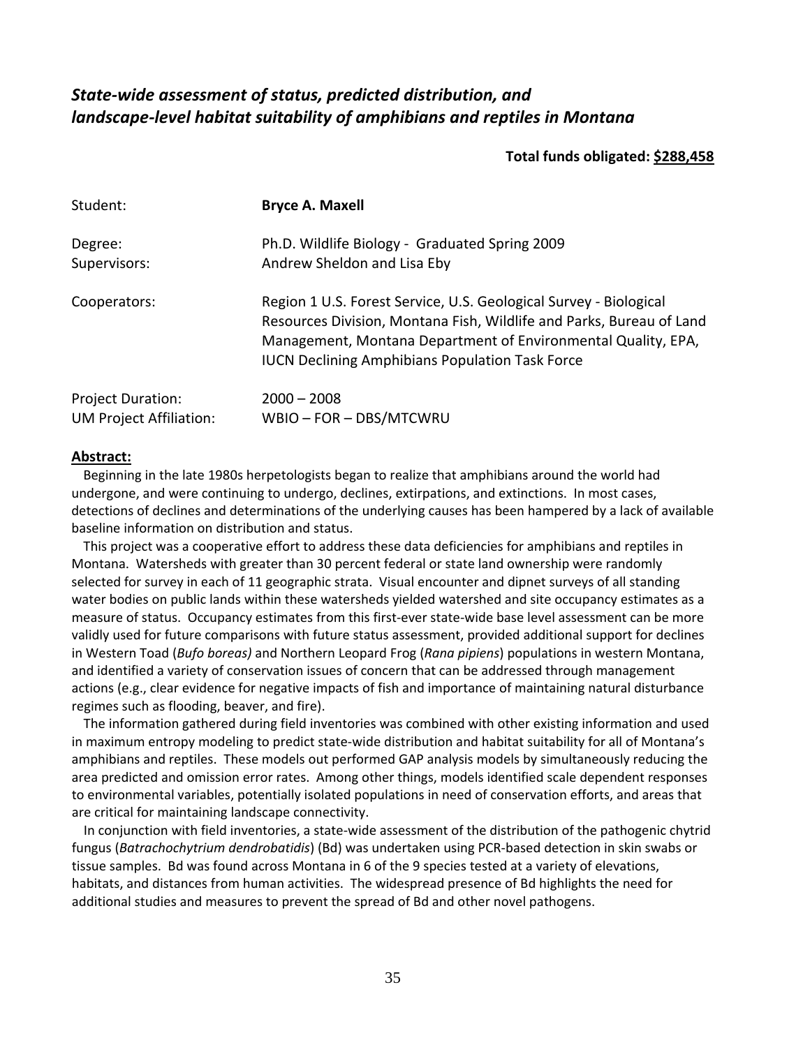## *State-wide assessment of status, predicted distribution, and landscape-level habitat suitability of amphibians and reptiles in Montana*

**Total funds obligated: $288,458**

| | |
|---|---|
| Student: | **Bryce A. Maxell** |
| Degree: | Ph.D. Wildlife Biology - Graduated Spring 2009 |
| Supervisors: | Andrew Sheldon and Lisa Eby |
| Cooperators: | Region 1 U.S. Forest Service, U.S. Geological Survey - Biological Resources Division, Montana Fish, Wildlife and Parks, Bureau of Land Management, Montana Department of Environmental Quality, EPA, IUCN Declining Amphibians Population Task Force |
| Project Duration: | 2000 – 2008 |
| UM Project Affiliation: | WBIO – FOR – DBS/MTCWRU |

**Abstract:**

Beginning in the late 1980s herpetologists began to realize that amphibians around the world had undergone, and were continuing to undergo, declines, extirpations, and extinctions. In most cases, detections of declines and determinations of the underlying causes has been hampered by a lack of available baseline information on distribution and status.

This project was a cooperative effort to address these data deficiencies for amphibians and reptiles in Montana. Watersheds with greater than 30 percent federal or state land ownership were randomly selected for survey in each of 11 geographic strata. Visual encounter and dipnet surveys of all standing water bodies on public lands within these watersheds yielded watershed and site occupancy estimates as a measure of status. Occupancy estimates from this first-ever state-wide base level assessment can be more validly used for future comparisons with future status assessment, provided additional support for declines in Western Toad (*Bufo boreas)* and Northern Leopard Frog (*Rana pipiens*) populations in western Montana, and identified a variety of conservation issues of concern that can be addressed through management actions (e.g., clear evidence for negative impacts of fish and importance of maintaining natural disturbance regimes such as flooding, beaver, and fire).

The information gathered during field inventories was combined with other existing information and used in maximum entropy modeling to predict state-wide distribution and habitat suitability for all of Montana's amphibians and reptiles. These models out performed GAP analysis models by simultaneously reducing the area predicted and omission error rates. Among other things, models identified scale dependent responses to environmental variables, potentially isolated populations in need of conservation efforts, and areas that are critical for maintaining landscape connectivity.

In conjunction with field inventories, a state-wide assessment of the distribution of the pathogenic chytrid fungus (*Batrachochytrium dendrobatidis*) (Bd) was undertaken using PCR-based detection in skin swabs or tissue samples. Bd was found across Montana in 6 of the 9 species tested at a variety of elevations, habitats, and distances from human activities. The widespread presence of Bd highlights the need for additional studies and measures to prevent the spread of Bd and other novel pathogens.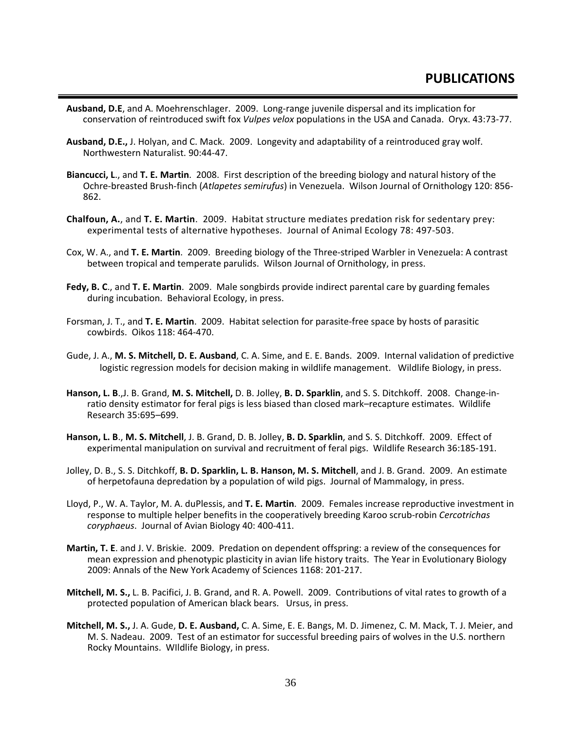# PUBLICATIONS

**Ausband, D.E**, and A. Moehrenschlager. 2009. Long-range juvenile dispersal and its implication for conservation of reintroduced swift fox *Vulpes velox* populations in the USA and Canada. Oryx. 43:73-77.

**Ausband, D.E.,** J. Holyan, and C. Mack. 2009. Longevity and adaptability of a reintroduced gray wolf. Northwestern Naturalist. 90:44-47.

**Biancucci, L**., and **T. E. Martin**. 2008. First description of the breeding biology and natural history of the Ochre-breasted Brush-finch (*Atlapetes semirufus*) in Venezuela. Wilson Journal of Ornithology 120: 856-862.

**Chalfoun, A.**, and **T. E. Martin**. 2009. Habitat structure mediates predation risk for sedentary prey: experimental tests of alternative hypotheses. Journal of Animal Ecology 78: 497-503.

Cox, W. A., and **T. E. Martin**. 2009. Breeding biology of the Three-striped Warbler in Venezuela: A contrast between tropical and temperate parulids. Wilson Journal of Ornithology, in press.

**Fedy, B. C**., and **T. E. Martin**. 2009. Male songbirds provide indirect parental care by guarding females during incubation. Behavioral Ecology, in press.

Forsman, J. T., and **T. E. Martin**. 2009. Habitat selection for parasite-free space by hosts of parasitic cowbirds. Oikos 118: 464-470.

Gude, J. A., **M. S. Mitchell, D. E. Ausband**, C. A. Sime, and E. E. Bands. 2009. Internal validation of predictive logistic regression models for decision making in wildlife management. Wildlife Biology, in press.

**Hanson, L. B**.,J. B. Grand, **M. S. Mitchell,** D. B. Jolley, **B. D. Sparklin**, and S. S. Ditchkoff. 2008. Change-in-ratio density estimator for feral pigs is less biased than closed mark–recapture estimates. Wildlife Research 35:695–699.

**Hanson, L. B**., **M. S. Mitchell**, J. B. Grand, D. B. Jolley, **B. D. Sparklin**, and S. S. Ditchkoff. 2009. Effect of experimental manipulation on survival and recruitment of feral pigs. Wildlife Research 36:185-191.

Jolley, D. B., S. S. Ditchkoff, **B. D. Sparklin, L. B. Hanson, M. S. Mitchell**, and J. B. Grand. 2009. An estimate of herpetofauna depredation by a population of wild pigs. Journal of Mammalogy, in press.

Lloyd, P., W. A. Taylor, M. A. duPlessis, and **T. E. Martin**. 2009. Females increase reproductive investment in response to multiple helper benefits in the cooperatively breeding Karoo scrub-robin *Cercotrichas coryphaeus*. Journal of Avian Biology 40: 400-411.

**Martin, T. E**. and J. V. Briskie. 2009. Predation on dependent offspring: a review of the consequences for mean expression and phenotypic plasticity in avian life history traits. The Year in Evolutionary Biology 2009: Annals of the New York Academy of Sciences 1168: 201-217.

**Mitchell, M. S.,** L. B. Pacifici, J. B. Grand, and R. A. Powell. 2009. Contributions of vital rates to growth of a protected population of American black bears. Ursus, in press.

**Mitchell, M. S.,** J. A. Gude, **D. E. Ausband,** C. A. Sime, E. E. Bangs, M. D. Jimenez, C. M. Mack, T. J. Meier, and M. S. Nadeau. 2009. Test of an estimator for successful breeding pairs of wolves in the U.S. northern Rocky Mountains. WIldlife Biology, in press.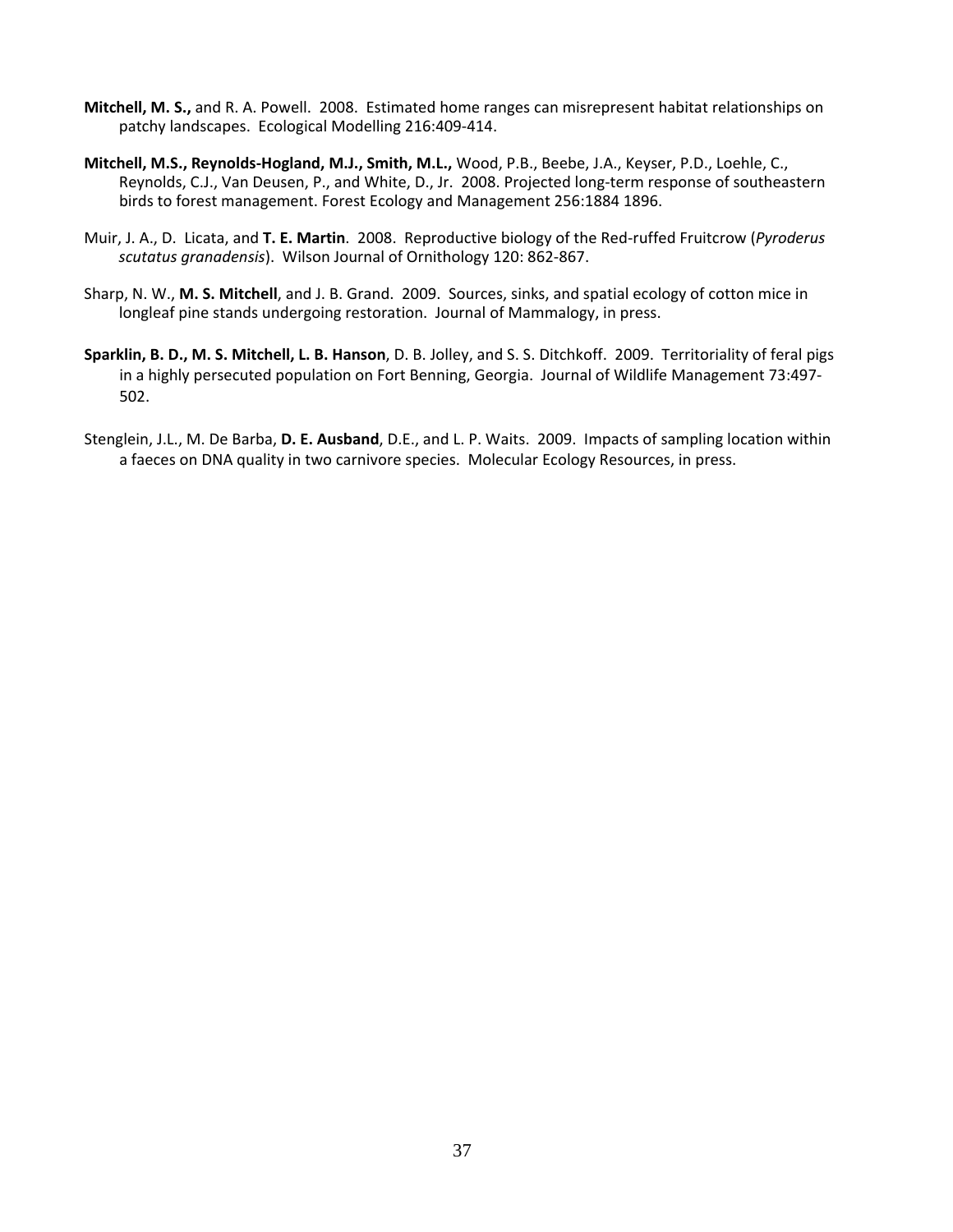**Mitchell, M. S.,** and R. A. Powell. 2008. Estimated home ranges can misrepresent habitat relationships on patchy landscapes. Ecological Modelling 216:409-414.

**Mitchell, M.S., Reynolds-Hogland, M.J., Smith, M.L.,** Wood, P.B., Beebe, J.A., Keyser, P.D., Loehle, C., Reynolds, C.J., Van Deusen, P., and White, D., Jr. 2008. Projected long-term response of southeastern birds to forest management. Forest Ecology and Management 256:1884 1896.

Muir, J. A., D. Licata, and **T. E. Martin**. 2008. Reproductive biology of the Red-ruffed Fruitcrow (*Pyroderus scutatus granadensis*). Wilson Journal of Ornithology 120: 862-867.

Sharp, N. W., **M. S. Mitchell**, and J. B. Grand. 2009. Sources, sinks, and spatial ecology of cotton mice in longleaf pine stands undergoing restoration. Journal of Mammalogy, in press.

**Sparklin, B. D., M. S. Mitchell, L. B. Hanson**, D. B. Jolley, and S. S. Ditchkoff. 2009. Territoriality of feral pigs in a highly persecuted population on Fort Benning, Georgia. Journal of Wildlife Management 73:497-502.

Stenglein, J.L., M. De Barba, **D. E. Ausband**, D.E., and L. P. Waits. 2009. Impacts of sampling location within a faeces on DNA quality in two carnivore species. Molecular Ecology Resources, in press.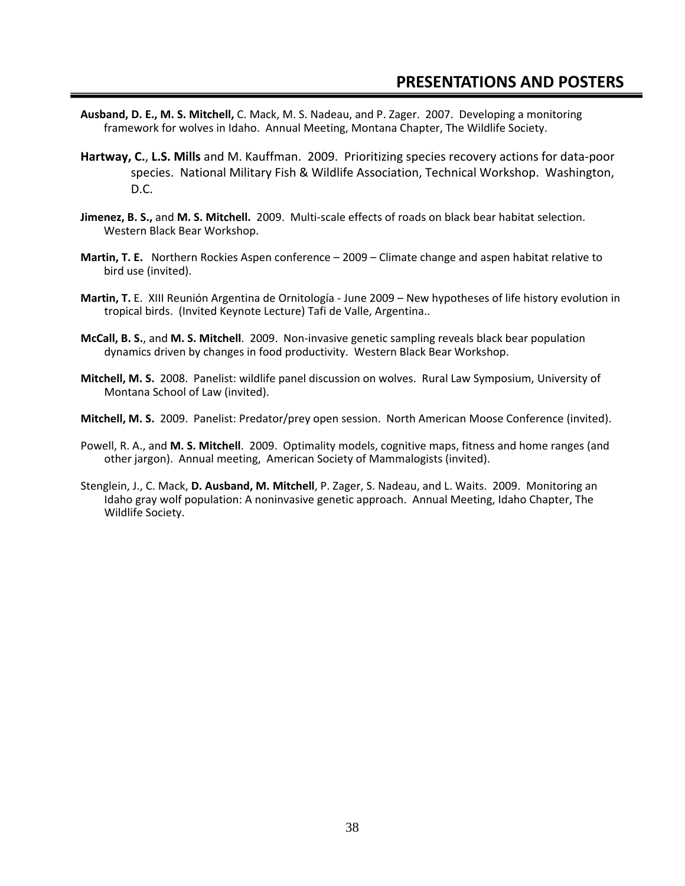## PRESENTATIONS AND POSTERS

**Ausband, D. E., M. S. Mitchell,** C. Mack, M. S. Nadeau, and P. Zager. 2007. Developing a monitoring framework for wolves in Idaho. Annual Meeting, Montana Chapter, The Wildlife Society.

**Hartway, C.**, **L.S. Mills** and M. Kauffman. 2009. Prioritizing species recovery actions for data-poor species. National Military Fish & Wildlife Association, Technical Workshop. Washington, D.C.

**Jimenez, B. S.,** and **M. S. Mitchell.** 2009. Multi-scale effects of roads on black bear habitat selection. Western Black Bear Workshop.

**Martin, T. E.** Northern Rockies Aspen conference – 2009 – Climate change and aspen habitat relative to bird use (invited).

**Martin, T.** E. XIII Reunión Argentina de Ornitología - June 2009 – New hypotheses of life history evolution in tropical birds. (Invited Keynote Lecture) Tafi de Valle, Argentina..

**McCall, B. S.**, and **M. S. Mitchell**. 2009. Non-invasive genetic sampling reveals black bear population dynamics driven by changes in food productivity. Western Black Bear Workshop.

**Mitchell, M. S.** 2008. Panelist: wildlife panel discussion on wolves. Rural Law Symposium, University of Montana School of Law (invited).

**Mitchell, M. S.** 2009. Panelist: Predator/prey open session. North American Moose Conference (invited).

Powell, R. A., and **M. S. Mitchell**. 2009. Optimality models, cognitive maps, fitness and home ranges (and other jargon). Annual meeting, American Society of Mammalogists (invited).

Stenglein, J., C. Mack, **D. Ausband, M. Mitchell**, P. Zager, S. Nadeau, and L. Waits. 2009. Monitoring an Idaho gray wolf population: A noninvasive genetic approach. Annual Meeting, Idaho Chapter, The Wildlife Society.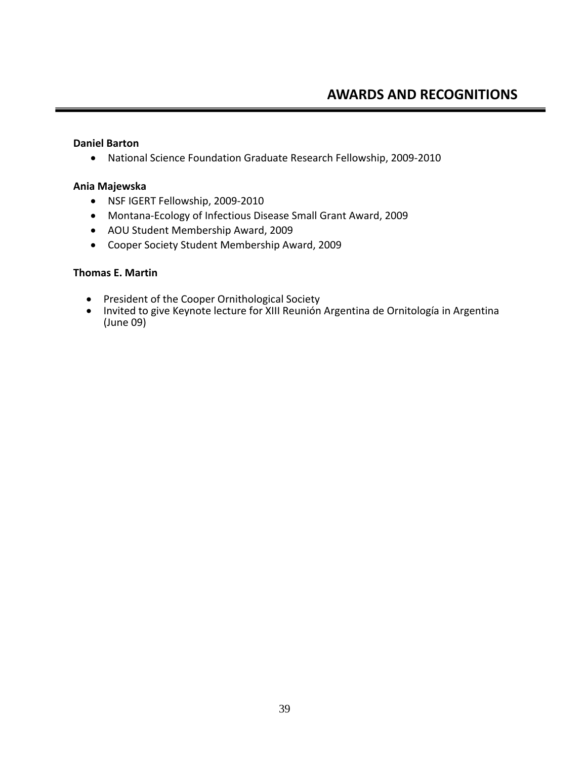# AWARDS AND RECOGNITIONS

**Daniel Barton**

- National Science Foundation Graduate Research Fellowship, 2009-2010

**Ania Majewska**

- NSF IGERT Fellowship, 2009-2010
- Montana-Ecology of Infectious Disease Small Grant Award, 2009
- AOU Student Membership Award, 2009
- Cooper Society Student Membership Award, 2009

**Thomas E. Martin**

- President of the Cooper Ornithological Society
- Invited to give Keynote lecture for XIII Reunión Argentina de Ornitología in Argentina (June 09)